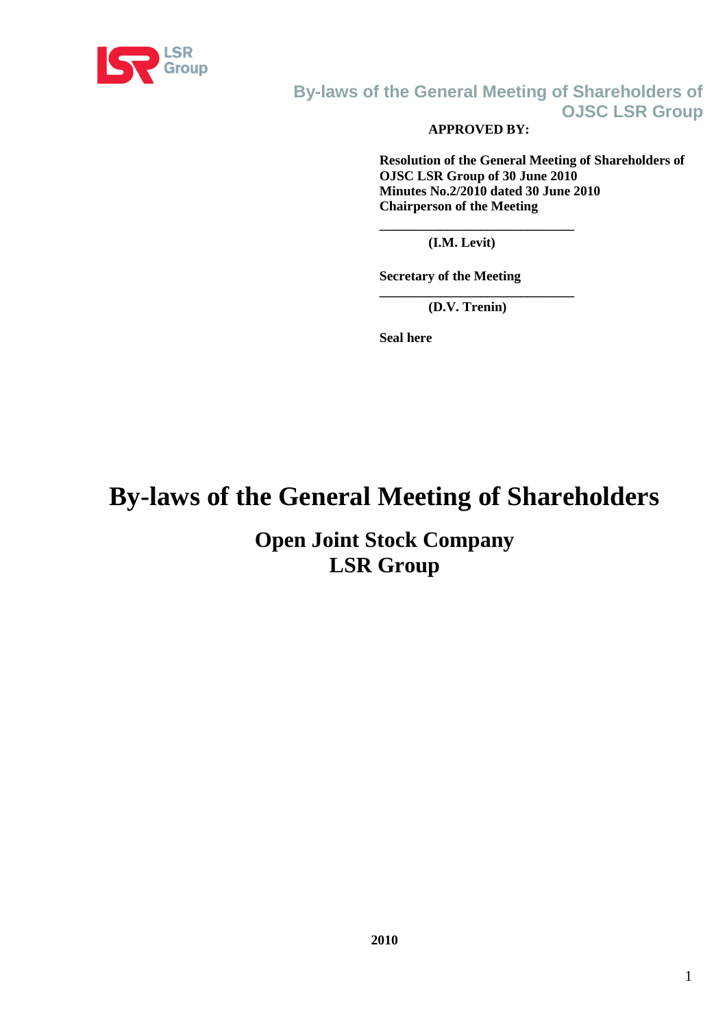**APPROVED BY:**

**Resolution of the General Meeting of Shareholders of OJSC LSR Group of 30 June 2010**
**Minutes No.2/2010 dated 30 June 2010**
**Chairperson of the Meeting**

**_____________________________**
**(I.M. Levit)**

**Secretary of the Meeting**
**_____________________________**
**(D.V. Trenin)**

**Seal here**

# By-laws of the General Meeting of Shareholders

## Open Joint Stock Company
## LSR Group

**2010**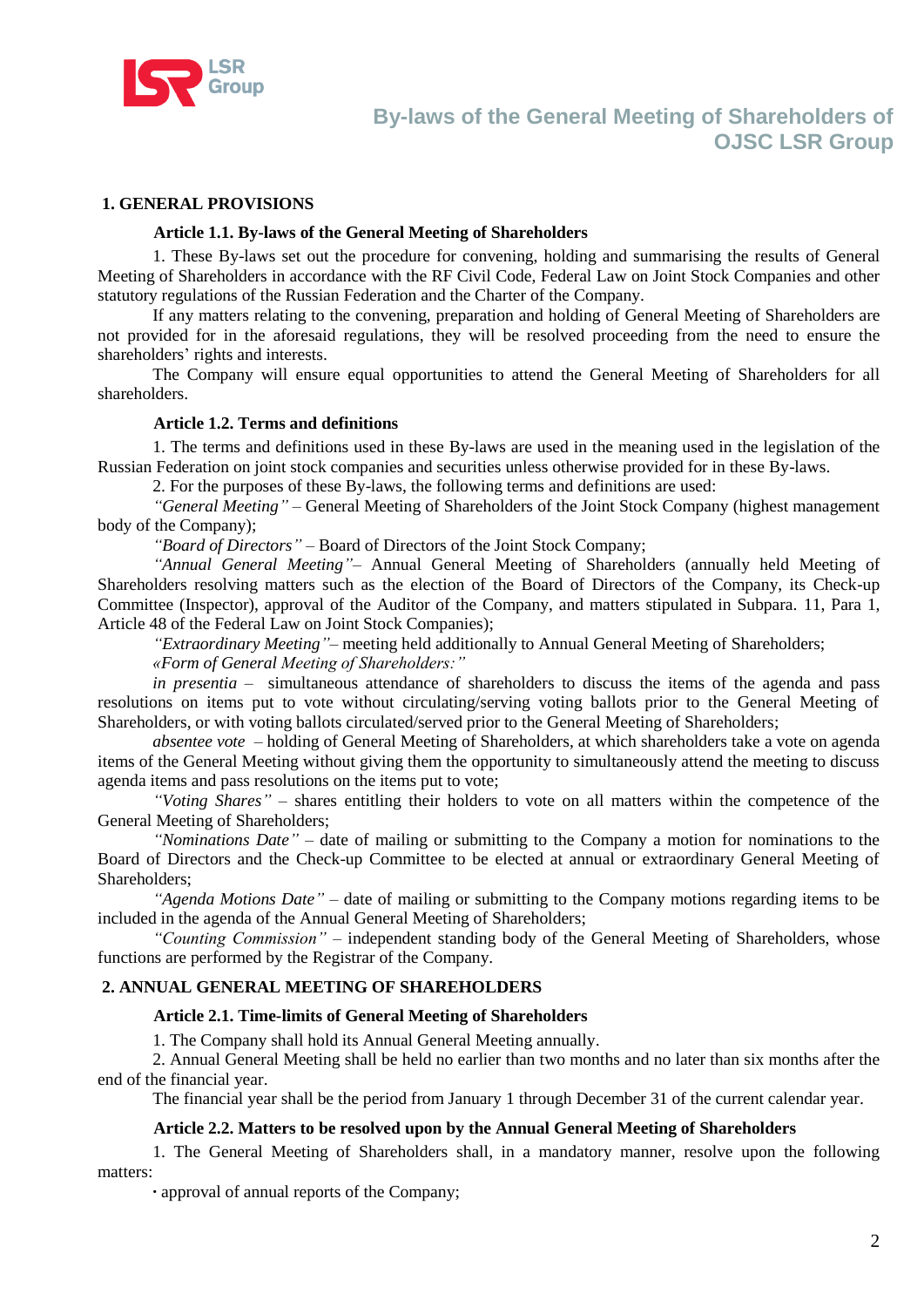## 1. GENERAL PROVISIONS

### Article 1.1. By-laws of the General Meeting of Shareholders

1. These By-laws set out the procedure for convening, holding and summarising the results of General Meeting of Shareholders in accordance with the RF Civil Code, Federal Law on Joint Stock Companies and other statutory regulations of the Russian Federation and the Charter of the Company.

If any matters relating to the convening, preparation and holding of General Meeting of Shareholders are not provided for in the aforesaid regulations, they will be resolved proceeding from the need to ensure the shareholders' rights and interests.

The Company will ensure equal opportunities to attend the General Meeting of Shareholders for all shareholders.

### Article 1.2. Terms and definitions

1. The terms and definitions used in these By-laws are used in the meaning used in the legislation of the Russian Federation on joint stock companies and securities unless otherwise provided for in these By-laws.

2. For the purposes of these By-laws, the following terms and definitions are used:

*"General Meeting"* – General Meeting of Shareholders of the Joint Stock Company (highest management body of the Company);

*"Board of Directors"* – Board of Directors of the Joint Stock Company;

*"Annual General Meeting"*– Annual General Meeting of Shareholders (annually held Meeting of Shareholders resolving matters such as the election of the Board of Directors of the Company, its Check-up Committee (Inspector), approval of the Auditor of the Company, and matters stipulated in Subpara. 11, Para 1, Article 48 of the Federal Law on Joint Stock Companies);

*"Extraordinary Meeting"*– meeting held additionally to Annual General Meeting of Shareholders;

*«Form of General Meeting of Shareholders:"*

*in presentia* – simultaneous attendance of shareholders to discuss the items of the agenda and pass resolutions on items put to vote without circulating/serving voting ballots prior to the General Meeting of Shareholders, or with voting ballots circulated/served prior to the General Meeting of Shareholders;

*absentee vote* – holding of General Meeting of Shareholders, at which shareholders take a vote on agenda items of the General Meeting without giving them the opportunity to simultaneously attend the meeting to discuss agenda items and pass resolutions on the items put to vote;

*"Voting Shares"* – shares entitling their holders to vote on all matters within the competence of the General Meeting of Shareholders;

*"Nominations Date"* – date of mailing or submitting to the Company a motion for nominations to the Board of Directors and the Check-up Committee to be elected at annual or extraordinary General Meeting of Shareholders;

*"Agenda Motions Date"* – date of mailing or submitting to the Company motions regarding items to be included in the agenda of the Annual General Meeting of Shareholders;

*"Counting Commission"* – independent standing body of the General Meeting of Shareholders, whose functions are performed by the Registrar of the Company.

## 2. ANNUAL GENERAL MEETING OF SHAREHOLDERS

### Article 2.1. Time-limits of General Meeting of Shareholders

1. The Company shall hold its Annual General Meeting annually.

2. Annual General Meeting shall be held no earlier than two months and no later than six months after the end of the financial year.

The financial year shall be the period from January 1 through December 31 of the current calendar year.

### Article 2.2. Matters to be resolved upon by the Annual General Meeting of Shareholders

1. The General Meeting of Shareholders shall, in a mandatory manner, resolve upon the following matters:

- approval of annual reports of the Company;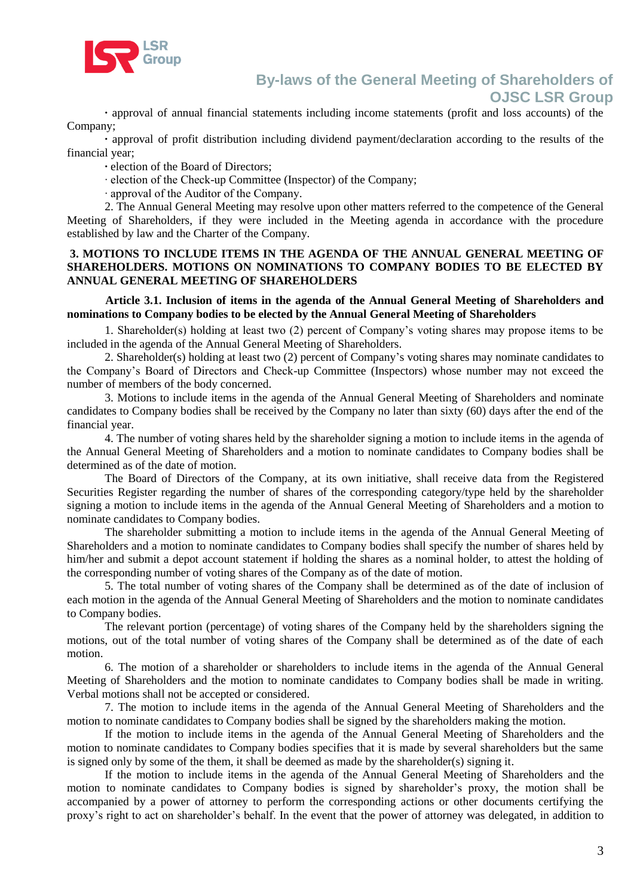· approval of annual financial statements including income statements (profit and loss accounts) of the Company;

· approval of profit distribution including dividend payment/declaration according to the results of the financial year;

· election of the Board of Directors;

· election of the Check-up Committee (Inspector) of the Company;

· approval of the Auditor of the Company.

2. The Annual General Meeting may resolve upon other matters referred to the competence of the General Meeting of Shareholders, if they were included in the Meeting agenda in accordance with the procedure established by law and the Charter of the Company.

## 3. MOTIONS TO INCLUDE ITEMS IN THE AGENDA OF THE ANNUAL GENERAL MEETING OF SHAREHOLDERS. MOTIONS ON NOMINATIONS TO COMPANY BODIES TO BE ELECTED BY ANNUAL GENERAL MEETING OF SHAREHOLDERS

### Article 3.1. Inclusion of items in the agenda of the Annual General Meeting of Shareholders and nominations to Company bodies to be elected by the Annual General Meeting of Shareholders

1. Shareholder(s) holding at least two (2) percent of Company's voting shares may propose items to be included in the agenda of the Annual General Meeting of Shareholders.

2. Shareholder(s) holding at least two (2) percent of Company's voting shares may nominate candidates to the Company's Board of Directors and Check-up Committee (Inspectors) whose number may not exceed the number of members of the body concerned.

3. Motions to include items in the agenda of the Annual General Meeting of Shareholders and nominate candidates to Company bodies shall be received by the Company no later than sixty (60) days after the end of the financial year.

4. The number of voting shares held by the shareholder signing a motion to include items in the agenda of the Annual General Meeting of Shareholders and a motion to nominate candidates to Company bodies shall be determined as of the date of motion.

The Board of Directors of the Company, at its own initiative, shall receive data from the Registered Securities Register regarding the number of shares of the corresponding category/type held by the shareholder signing a motion to include items in the agenda of the Annual General Meeting of Shareholders and a motion to nominate candidates to Company bodies.

The shareholder submitting a motion to include items in the agenda of the Annual General Meeting of Shareholders and a motion to nominate candidates to Company bodies shall specify the number of shares held by him/her and submit a depot account statement if holding the shares as a nominal holder, to attest the holding of the corresponding number of voting shares of the Company as of the date of motion.

5. The total number of voting shares of the Company shall be determined as of the date of inclusion of each motion in the agenda of the Annual General Meeting of Shareholders and the motion to nominate candidates to Company bodies.

The relevant portion (percentage) of voting shares of the Company held by the shareholders signing the motions, out of the total number of voting shares of the Company shall be determined as of the date of each motion.

6. The motion of a shareholder or shareholders to include items in the agenda of the Annual General Meeting of Shareholders and the motion to nominate candidates to Company bodies shall be made in writing. Verbal motions shall not be accepted or considered.

7. The motion to include items in the agenda of the Annual General Meeting of Shareholders and the motion to nominate candidates to Company bodies shall be signed by the shareholders making the motion.

If the motion to include items in the agenda of the Annual General Meeting of Shareholders and the motion to nominate candidates to Company bodies specifies that it is made by several shareholders but the same is signed only by some of the them, it shall be deemed as made by the shareholder(s) signing it.

If the motion to include items in the agenda of the Annual General Meeting of Shareholders and the motion to nominate candidates to Company bodies is signed by shareholder's proxy, the motion shall be accompanied by a power of attorney to perform the corresponding actions or other documents certifying the proxy's right to act on shareholder's behalf. In the event that the power of attorney was delegated, in addition to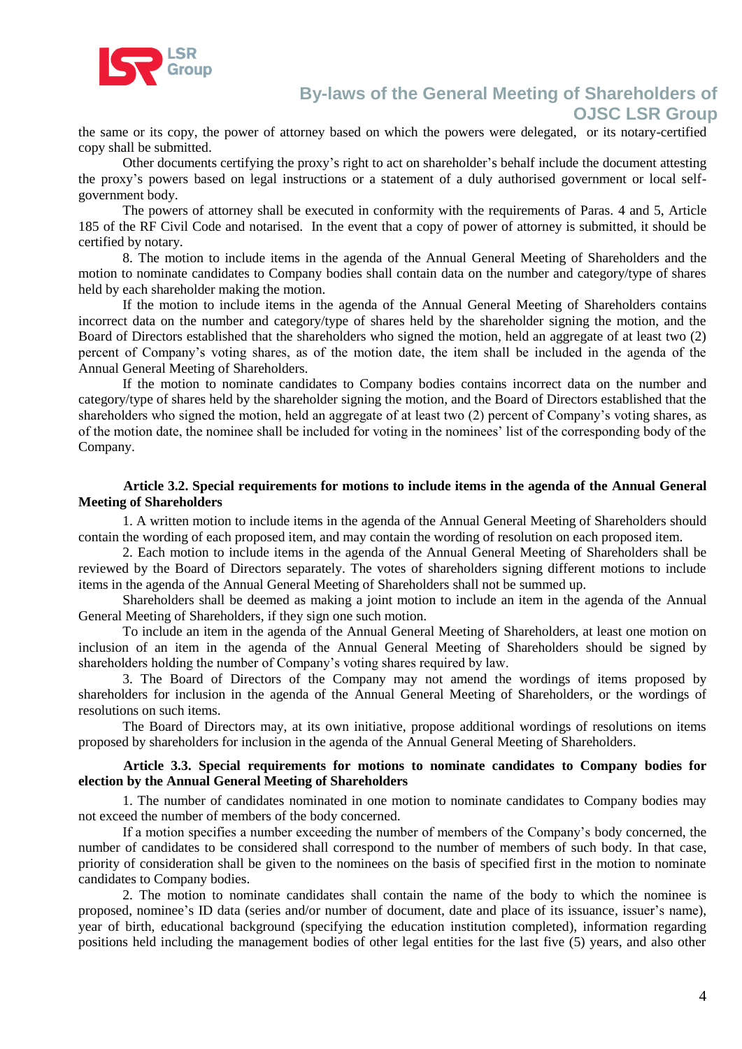the same or its copy, the power of attorney based on which the powers were delegated, or its notary-certified copy shall be submitted.

Other documents certifying the proxy's right to act on shareholder's behalf include the document attesting the proxy's powers based on legal instructions or a statement of a duly authorised government or local self-government body.

The powers of attorney shall be executed in conformity with the requirements of Paras. 4 and 5, Article 185 of the RF Civil Code and notarised. In the event that a copy of power of attorney is submitted, it should be certified by notary.

8. The motion to include items in the agenda of the Annual General Meeting of Shareholders and the motion to nominate candidates to Company bodies shall contain data on the number and category/type of shares held by each shareholder making the motion.

If the motion to include items in the agenda of the Annual General Meeting of Shareholders contains incorrect data on the number and category/type of shares held by the shareholder signing the motion, and the Board of Directors established that the shareholders who signed the motion, held an aggregate of at least two (2) percent of Company's voting shares, as of the motion date, the item shall be included in the agenda of the Annual General Meeting of Shareholders.

If the motion to nominate candidates to Company bodies contains incorrect data on the number and category/type of shares held by the shareholder signing the motion, and the Board of Directors established that the shareholders who signed the motion, held an aggregate of at least two (2) percent of Company's voting shares, as of the motion date, the nominee shall be included for voting in the nominees' list of the corresponding body of the Company.

### Article 3.2. Special requirements for motions to include items in the agenda of the Annual General Meeting of Shareholders

1. A written motion to include items in the agenda of the Annual General Meeting of Shareholders should contain the wording of each proposed item, and may contain the wording of resolution on each proposed item.

2. Each motion to include items in the agenda of the Annual General Meeting of Shareholders shall be reviewed by the Board of Directors separately. The votes of shareholders signing different motions to include items in the agenda of the Annual General Meeting of Shareholders shall not be summed up.

Shareholders shall be deemed as making a joint motion to include an item in the agenda of the Annual General Meeting of Shareholders, if they sign one such motion.

To include an item in the agenda of the Annual General Meeting of Shareholders, at least one motion on inclusion of an item in the agenda of the Annual General Meeting of Shareholders should be signed by shareholders holding the number of Company's voting shares required by law.

3. The Board of Directors of the Company may not amend the wordings of items proposed by shareholders for inclusion in the agenda of the Annual General Meeting of Shareholders, or the wordings of resolutions on such items.

The Board of Directors may, at its own initiative, propose additional wordings of resolutions on items proposed by shareholders for inclusion in the agenda of the Annual General Meeting of Shareholders.

### Article 3.3. Special requirements for motions to nominate candidates to Company bodies for election by the Annual General Meeting of Shareholders

1. The number of candidates nominated in one motion to nominate candidates to Company bodies may not exceed the number of members of the body concerned.

If a motion specifies a number exceeding the number of members of the Company's body concerned, the number of candidates to be considered shall correspond to the number of members of such body. In that case, priority of consideration shall be given to the nominees on the basis of specified first in the motion to nominate candidates to Company bodies.

2. The motion to nominate candidates shall contain the name of the body to which the nominee is proposed, nominee's ID data (series and/or number of document, date and place of its issuance, issuer's name), year of birth, educational background (specifying the education institution completed), information regarding positions held including the management bodies of other legal entities for the last five (5) years, and also other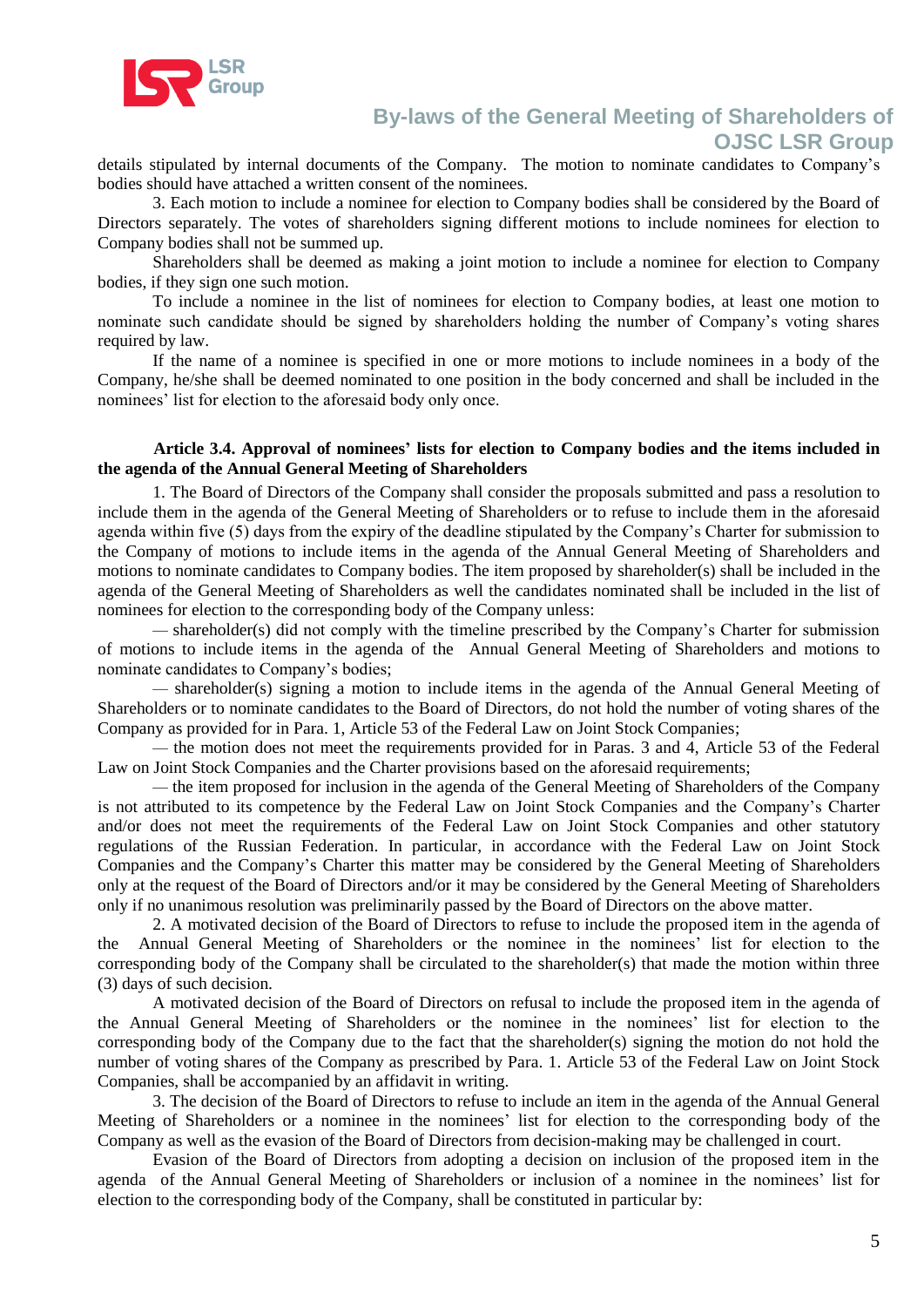details stipulated by internal documents of the Company. The motion to nominate candidates to Company's bodies should have attached a written consent of the nominees.

3. Each motion to include a nominee for election to Company bodies shall be considered by the Board of Directors separately. The votes of shareholders signing different motions to include nominees for election to Company bodies shall not be summed up.

Shareholders shall be deemed as making a joint motion to include a nominee for election to Company bodies, if they sign one such motion.

To include a nominee in the list of nominees for election to Company bodies, at least one motion to nominate such candidate should be signed by shareholders holding the number of Company's voting shares required by law.

If the name of a nominee is specified in one or more motions to include nominees in a body of the Company, he/she shall be deemed nominated to one position in the body concerned and shall be included in the nominees' list for election to the aforesaid body only once.

### Article 3.4. Approval of nominees' lists for election to Company bodies and the items included in the agenda of the Annual General Meeting of Shareholders

1. The Board of Directors of the Company shall consider the proposals submitted and pass a resolution to include them in the agenda of the General Meeting of Shareholders or to refuse to include them in the aforesaid agenda within five (5) days from the expiry of the deadline stipulated by the Company's Charter for submission to the Company of motions to include items in the agenda of the Annual General Meeting of Shareholders and motions to nominate candidates to Company bodies. The item proposed by shareholder(s) shall be included in the agenda of the General Meeting of Shareholders as well the candidates nominated shall be included in the list of nominees for election to the corresponding body of the Company unless:

— shareholder(s) did not comply with the timeline prescribed by the Company's Charter for submission of motions to include items in the agenda of the Annual General Meeting of Shareholders and motions to nominate candidates to Company's bodies;

— shareholder(s) signing a motion to include items in the agenda of the Annual General Meeting of Shareholders or to nominate candidates to the Board of Directors, do not hold the number of voting shares of the Company as provided for in Para. 1, Article 53 of the Federal Law on Joint Stock Companies;

— the motion does not meet the requirements provided for in Paras. 3 and 4, Article 53 of the Federal Law on Joint Stock Companies and the Charter provisions based on the aforesaid requirements;

— the item proposed for inclusion in the agenda of the General Meeting of Shareholders of the Company is not attributed to its competence by the Federal Law on Joint Stock Companies and the Company's Charter and/or does not meet the requirements of the Federal Law on Joint Stock Companies and other statutory regulations of the Russian Federation. In particular, in accordance with the Federal Law on Joint Stock Companies and the Company's Charter this matter may be considered by the General Meeting of Shareholders only at the request of the Board of Directors and/or it may be considered by the General Meeting of Shareholders only if no unanimous resolution was preliminarily passed by the Board of Directors on the above matter.

2. A motivated decision of the Board of Directors to refuse to include the proposed item in the agenda of the Annual General Meeting of Shareholders or the nominee in the nominees' list for election to the corresponding body of the Company shall be circulated to the shareholder(s) that made the motion within three (3) days of such decision.

A motivated decision of the Board of Directors on refusal to include the proposed item in the agenda of the Annual General Meeting of Shareholders or the nominee in the nominees' list for election to the corresponding body of the Company due to the fact that the shareholder(s) signing the motion do not hold the number of voting shares of the Company as prescribed by Para. 1. Article 53 of the Federal Law on Joint Stock Companies, shall be accompanied by an affidavit in writing.

3. The decision of the Board of Directors to refuse to include an item in the agenda of the Annual General Meeting of Shareholders or a nominee in the nominees' list for election to the corresponding body of the Company as well as the evasion of the Board of Directors from decision-making may be challenged in court.

Evasion of the Board of Directors from adopting a decision on inclusion of the proposed item in the agenda of the Annual General Meeting of Shareholders or inclusion of a nominee in the nominees' list for election to the corresponding body of the Company, shall be constituted in particular by: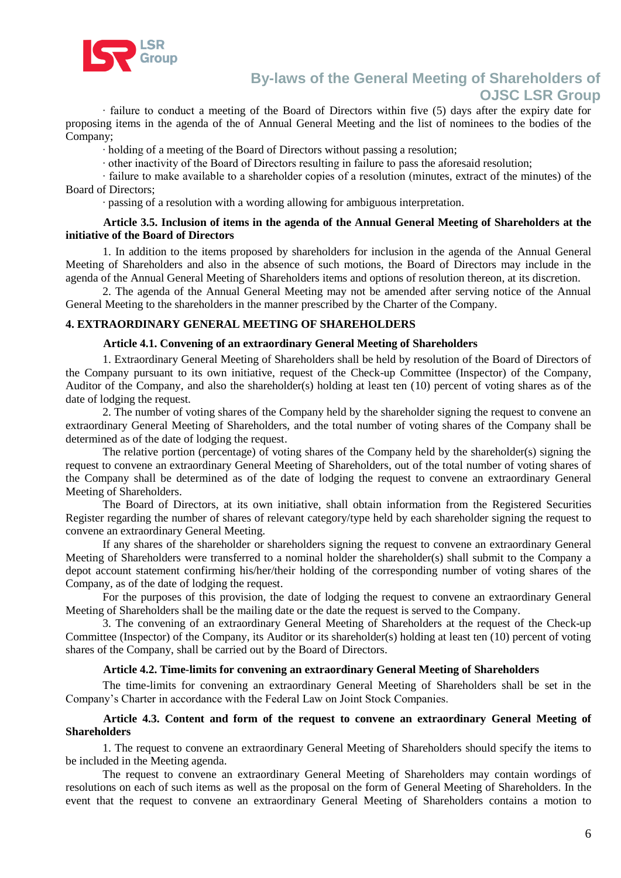· failure to conduct a meeting of the Board of Directors within five (5) days after the expiry date for proposing items in the agenda of the of Annual General Meeting and the list of nominees to the bodies of the Company;

· holding of a meeting of the Board of Directors without passing a resolution;

· other inactivity of the Board of Directors resulting in failure to pass the aforesaid resolution;

· failure to make available to a shareholder copies of a resolution (minutes, extract of the minutes) of the Board of Directors;

· passing of a resolution with a wording allowing for ambiguous interpretation.

#### Article 3.5. Inclusion of items in the agenda of the Annual General Meeting of Shareholders at the initiative of the Board of Directors

1. In addition to the items proposed by shareholders for inclusion in the agenda of the Annual General Meeting of Shareholders and also in the absence of such motions, the Board of Directors may include in the agenda of the Annual General Meeting of Shareholders items and options of resolution thereon, at its discretion.
2. The agenda of the Annual General Meeting may not be amended after serving notice of the Annual General Meeting to the shareholders in the manner prescribed by the Charter of the Company.

## 4. EXTRAORDINARY GENERAL MEETING OF SHAREHOLDERS

#### Article 4.1. Convening of an extraordinary General Meeting of Shareholders

1. Extraordinary General Meeting of Shareholders shall be held by resolution of the Board of Directors of the Company pursuant to its own initiative, request of the Check-up Committee (Inspector) of the Company, Auditor of the Company, and also the shareholder(s) holding at least ten (10) percent of voting shares as of the date of lodging the request.
2. The number of voting shares of the Company held by the shareholder signing the request to convene an extraordinary General Meeting of Shareholders, and the total number of voting shares of the Company shall be determined as of the date of lodging the request.

The relative portion (percentage) of voting shares of the Company held by the shareholder(s) signing the request to convene an extraordinary General Meeting of Shareholders, out of the total number of voting shares of the Company shall be determined as of the date of lodging the request to convene an extraordinary General Meeting of Shareholders.

The Board of Directors, at its own initiative, shall obtain information from the Registered Securities Register regarding the number of shares of relevant category/type held by each shareholder signing the request to convene an extraordinary General Meeting.

If any shares of the shareholder or shareholders signing the request to convene an extraordinary General Meeting of Shareholders were transferred to a nominal holder the shareholder(s) shall submit to the Company a depot account statement confirming his/her/their holding of the corresponding number of voting shares of the Company, as of the date of lodging the request.

For the purposes of this provision, the date of lodging the request to convene an extraordinary General Meeting of Shareholders shall be the mailing date or the date the request is served to the Company.

3. The convening of an extraordinary General Meeting of Shareholders at the request of the Check-up Committee (Inspector) of the Company, its Auditor or its shareholder(s) holding at least ten (10) percent of voting shares of the Company, shall be carried out by the Board of Directors.

#### Article 4.2. Time-limits for convening an extraordinary General Meeting of Shareholders

The time-limits for convening an extraordinary General Meeting of Shareholders shall be set in the Company's Charter in accordance with the Federal Law on Joint Stock Companies.

#### Article 4.3. Content and form of the request to convene an extraordinary General Meeting of Shareholders

1. The request to convene an extraordinary General Meeting of Shareholders should specify the items to be included in the Meeting agenda.

The request to convene an extraordinary General Meeting of Shareholders may contain wordings of resolutions on each of such items as well as the proposal on the form of General Meeting of Shareholders. In the event that the request to convene an extraordinary General Meeting of Shareholders contains a motion to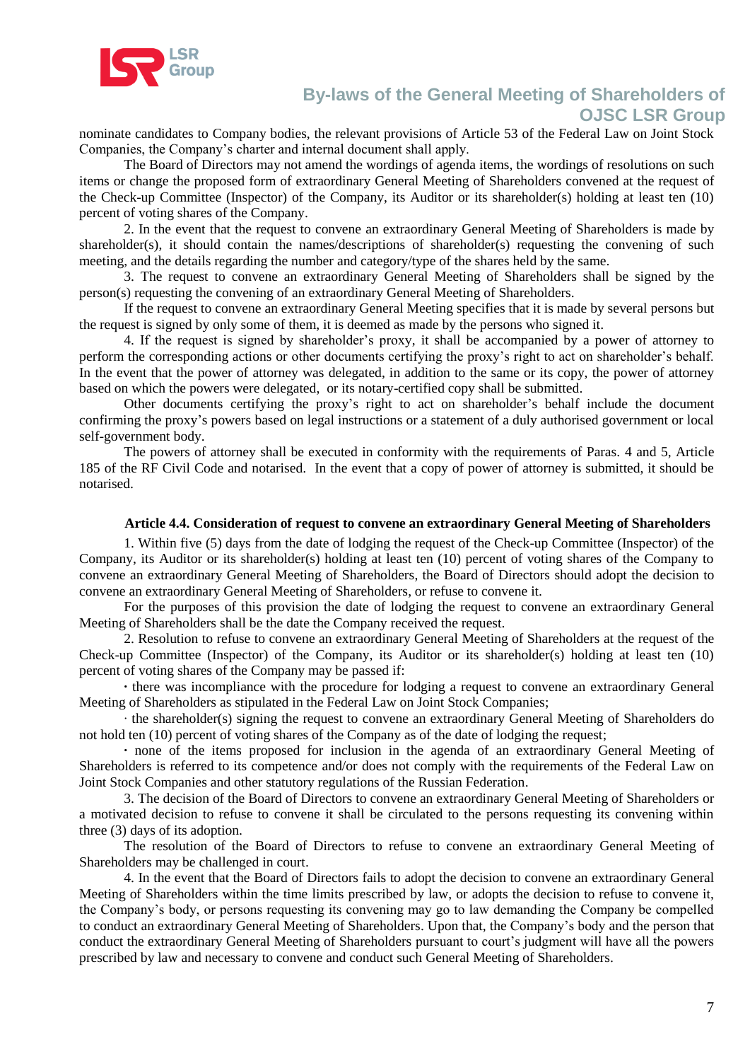nominate candidates to Company bodies, the relevant provisions of Article 53 of the Federal Law on Joint Stock Companies, the Company's charter and internal document shall apply.

The Board of Directors may not amend the wordings of agenda items, the wordings of resolutions on such items or change the proposed form of extraordinary General Meeting of Shareholders convened at the request of the Check-up Committee (Inspector) of the Company, its Auditor or its shareholder(s) holding at least ten (10) percent of voting shares of the Company.

2. In the event that the request to convene an extraordinary General Meeting of Shareholders is made by shareholder(s), it should contain the names/descriptions of shareholder(s) requesting the convening of such meeting, and the details regarding the number and category/type of the shares held by the same.

3. The request to convene an extraordinary General Meeting of Shareholders shall be signed by the person(s) requesting the convening of an extraordinary General Meeting of Shareholders.

If the request to convene an extraordinary General Meeting specifies that it is made by several persons but the request is signed by only some of them, it is deemed as made by the persons who signed it.

4. If the request is signed by shareholder's proxy, it shall be accompanied by a power of attorney to perform the corresponding actions or other documents certifying the proxy's right to act on shareholder's behalf. In the event that the power of attorney was delegated, in addition to the same or its copy, the power of attorney based on which the powers were delegated, or its notary-certified copy shall be submitted.

Other documents certifying the proxy's right to act on shareholder's behalf include the document confirming the proxy's powers based on legal instructions or a statement of a duly authorised government or local self-government body.

The powers of attorney shall be executed in conformity with the requirements of Paras. 4 and 5, Article 185 of the RF Civil Code and notarised. In the event that a copy of power of attorney is submitted, it should be notarised.

#### Article 4.4. Consideration of request to convene an extraordinary General Meeting of Shareholders

1. Within five (5) days from the date of lodging the request of the Check-up Committee (Inspector) of the Company, its Auditor or its shareholder(s) holding at least ten (10) percent of voting shares of the Company to convene an extraordinary General Meeting of Shareholders, the Board of Directors should adopt the decision to convene an extraordinary General Meeting of Shareholders, or refuse to convene it.

For the purposes of this provision the date of lodging the request to convene an extraordinary General Meeting of Shareholders shall be the date the Company received the request.

2. Resolution to refuse to convene an extraordinary General Meeting of Shareholders at the request of the Check-up Committee (Inspector) of the Company, its Auditor or its shareholder(s) holding at least ten (10) percent of voting shares of the Company may be passed if:

- there was incompliance with the procedure for lodging a request to convene an extraordinary General Meeting of Shareholders as stipulated in the Federal Law on Joint Stock Companies;
- the shareholder(s) signing the request to convene an extraordinary General Meeting of Shareholders do not hold ten (10) percent of voting shares of the Company as of the date of lodging the request;
- none of the items proposed for inclusion in the agenda of an extraordinary General Meeting of Shareholders is referred to its competence and/or does not comply with the requirements of the Federal Law on Joint Stock Companies and other statutory regulations of the Russian Federation.

3. The decision of the Board of Directors to convene an extraordinary General Meeting of Shareholders or a motivated decision to refuse to convene it shall be circulated to the persons requesting its convening within three (3) days of its adoption.

The resolution of the Board of Directors to refuse to convene an extraordinary General Meeting of Shareholders may be challenged in court.

4. In the event that the Board of Directors fails to adopt the decision to convene an extraordinary General Meeting of Shareholders within the time limits prescribed by law, or adopts the decision to refuse to convene it, the Company's body, or persons requesting its convening may go to law demanding the Company be compelled to conduct an extraordinary General Meeting of Shareholders. Upon that, the Company's body and the person that conduct the extraordinary General Meeting of Shareholders pursuant to court's judgment will have all the powers prescribed by law and necessary to convene and conduct such General Meeting of Shareholders.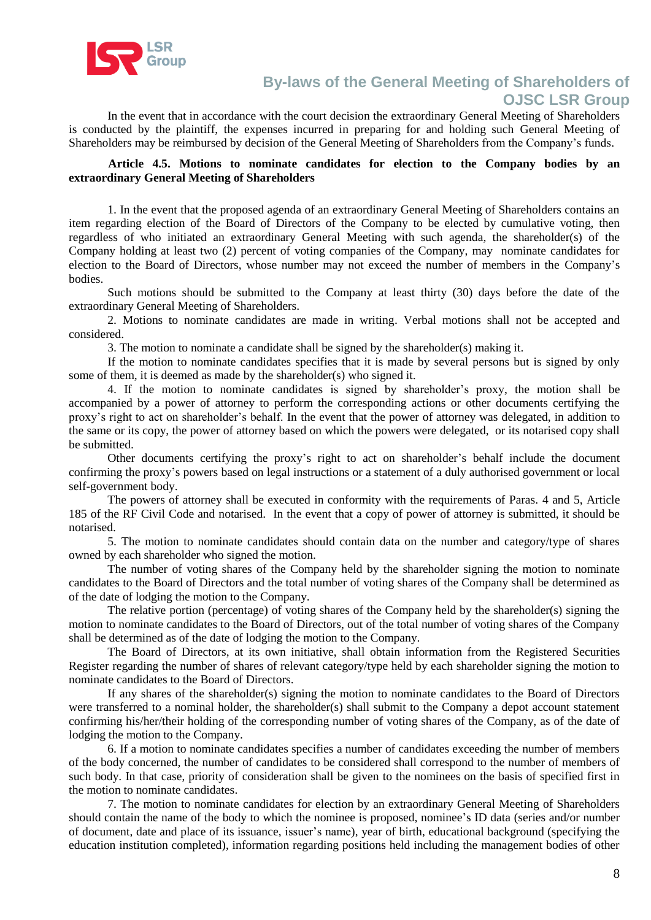In the event that in accordance with the court decision the extraordinary General Meeting of Shareholders is conducted by the plaintiff, the expenses incurred in preparing for and holding such General Meeting of Shareholders may be reimbursed by decision of the General Meeting of Shareholders from the Company's funds.

**Article 4.5. Motions to nominate candidates for election to the Company bodies by an extraordinary General Meeting of Shareholders**

1. In the event that the proposed agenda of an extraordinary General Meeting of Shareholders contains an item regarding election of the Board of Directors of the Company to be elected by cumulative voting, then regardless of who initiated an extraordinary General Meeting with such agenda, the shareholder(s) of the Company holding at least two (2) percent of voting companies of the Company, may nominate candidates for election to the Board of Directors, whose number may not exceed the number of members in the Company's bodies.

Such motions should be submitted to the Company at least thirty (30) days before the date of the extraordinary General Meeting of Shareholders.

2. Motions to nominate candidates are made in writing. Verbal motions shall not be accepted and considered.

3. The motion to nominate a candidate shall be signed by the shareholder(s) making it.

If the motion to nominate candidates specifies that it is made by several persons but is signed by only some of them, it is deemed as made by the shareholder(s) who signed it.

4. If the motion to nominate candidates is signed by shareholder's proxy, the motion shall be accompanied by a power of attorney to perform the corresponding actions or other documents certifying the proxy's right to act on shareholder's behalf. In the event that the power of attorney was delegated, in addition to the same or its copy, the power of attorney based on which the powers were delegated, or its notarised copy shall be submitted.

Other documents certifying the proxy's right to act on shareholder's behalf include the document confirming the proxy's powers based on legal instructions or a statement of a duly authorised government or local self-government body.

The powers of attorney shall be executed in conformity with the requirements of Paras. 4 and 5, Article 185 of the RF Civil Code and notarised. In the event that a copy of power of attorney is submitted, it should be notarised.

5. The motion to nominate candidates should contain data on the number and category/type of shares owned by each shareholder who signed the motion.

The number of voting shares of the Company held by the shareholder signing the motion to nominate candidates to the Board of Directors and the total number of voting shares of the Company shall be determined as of the date of lodging the motion to the Company.

The relative portion (percentage) of voting shares of the Company held by the shareholder(s) signing the motion to nominate candidates to the Board of Directors, out of the total number of voting shares of the Company shall be determined as of the date of lodging the motion to the Company.

The Board of Directors, at its own initiative, shall obtain information from the Registered Securities Register regarding the number of shares of relevant category/type held by each shareholder signing the motion to nominate candidates to the Board of Directors.

If any shares of the shareholder(s) signing the motion to nominate candidates to the Board of Directors were transferred to a nominal holder, the shareholder(s) shall submit to the Company a depot account statement confirming his/her/their holding of the corresponding number of voting shares of the Company, as of the date of lodging the motion to the Company.

6. If a motion to nominate candidates specifies a number of candidates exceeding the number of members of the body concerned, the number of candidates to be considered shall correspond to the number of members of such body. In that case, priority of consideration shall be given to the nominees on the basis of specified first in the motion to nominate candidates.

7. The motion to nominate candidates for election by an extraordinary General Meeting of Shareholders should contain the name of the body to which the nominee is proposed, nominee's ID data (series and/or number of document, date and place of its issuance, issuer's name), year of birth, educational background (specifying the education institution completed), information regarding positions held including the management bodies of other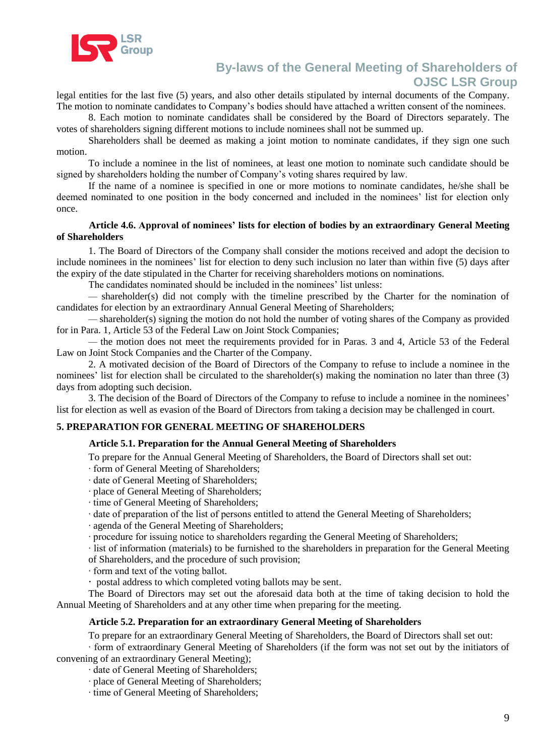legal entities for the last five (5) years, and also other details stipulated by internal documents of the Company. The motion to nominate candidates to Company's bodies should have attached a written consent of the nominees.

8. Each motion to nominate candidates shall be considered by the Board of Directors separately. The votes of shareholders signing different motions to include nominees shall not be summed up.

Shareholders shall be deemed as making a joint motion to nominate candidates, if they sign one such motion.

To include a nominee in the list of nominees, at least one motion to nominate such candidate should be signed by shareholders holding the number of Company's voting shares required by law.

If the name of a nominee is specified in one or more motions to nominate candidates, he/she shall be deemed nominated to one position in the body concerned and included in the nominees' list for election only once.

### Article 4.6. Approval of nominees' lists for election of bodies by an extraordinary General Meeting of Shareholders

1. The Board of Directors of the Company shall consider the motions received and adopt the decision to include nominees in the nominees' list for election to deny such inclusion no later than within five (5) days after the expiry of the date stipulated in the Charter for receiving shareholders motions on nominations.

The candidates nominated should be included in the nominees' list unless:

— shareholder(s) did not comply with the timeline prescribed by the Charter for the nomination of candidates for election by an extraordinary Annual General Meeting of Shareholders;

— shareholder(s) signing the motion do not hold the number of voting shares of the Company as provided for in Para. 1, Article 53 of the Federal Law on Joint Stock Companies;

— the motion does not meet the requirements provided for in Paras. 3 and 4, Article 53 of the Federal Law on Joint Stock Companies and the Charter of the Company.

2. A motivated decision of the Board of Directors of the Company to refuse to include a nominee in the nominees' list for election shall be circulated to the shareholder(s) making the nomination no later than three (3) days from adopting such decision.

3. The decision of the Board of Directors of the Company to refuse to include a nominee in the nominees' list for election as well as evasion of the Board of Directors from taking a decision may be challenged in court.

## 5. PREPARATION FOR GENERAL MEETING OF SHAREHOLDERS

### Article 5.1. Preparation for the Annual General Meeting of Shareholders

To prepare for the Annual General Meeting of Shareholders, the Board of Directors shall set out:

- form of General Meeting of Shareholders;
- date of General Meeting of Shareholders;
- place of General Meeting of Shareholders;
- time of General Meeting of Shareholders;
- date of preparation of the list of persons entitled to attend the General Meeting of Shareholders;
- agenda of the General Meeting of Shareholders;
- procedure for issuing notice to shareholders regarding the General Meeting of Shareholders;
- list of information (materials) to be furnished to the shareholders in preparation for the General Meeting of Shareholders, and the procedure of such provision;
- form and text of the voting ballot.
- postal address to which completed voting ballots may be sent.

The Board of Directors may set out the aforesaid data both at the time of taking decision to hold the Annual Meeting of Shareholders and at any other time when preparing for the meeting.

### Article 5.2. Preparation for an extraordinary General Meeting of Shareholders

To prepare for an extraordinary General Meeting of Shareholders, the Board of Directors shall set out:

- form of extraordinary General Meeting of Shareholders (if the form was not set out by the initiators of convening of an extraordinary General Meeting);
- date of General Meeting of Shareholders;
- place of General Meeting of Shareholders;
- time of General Meeting of Shareholders;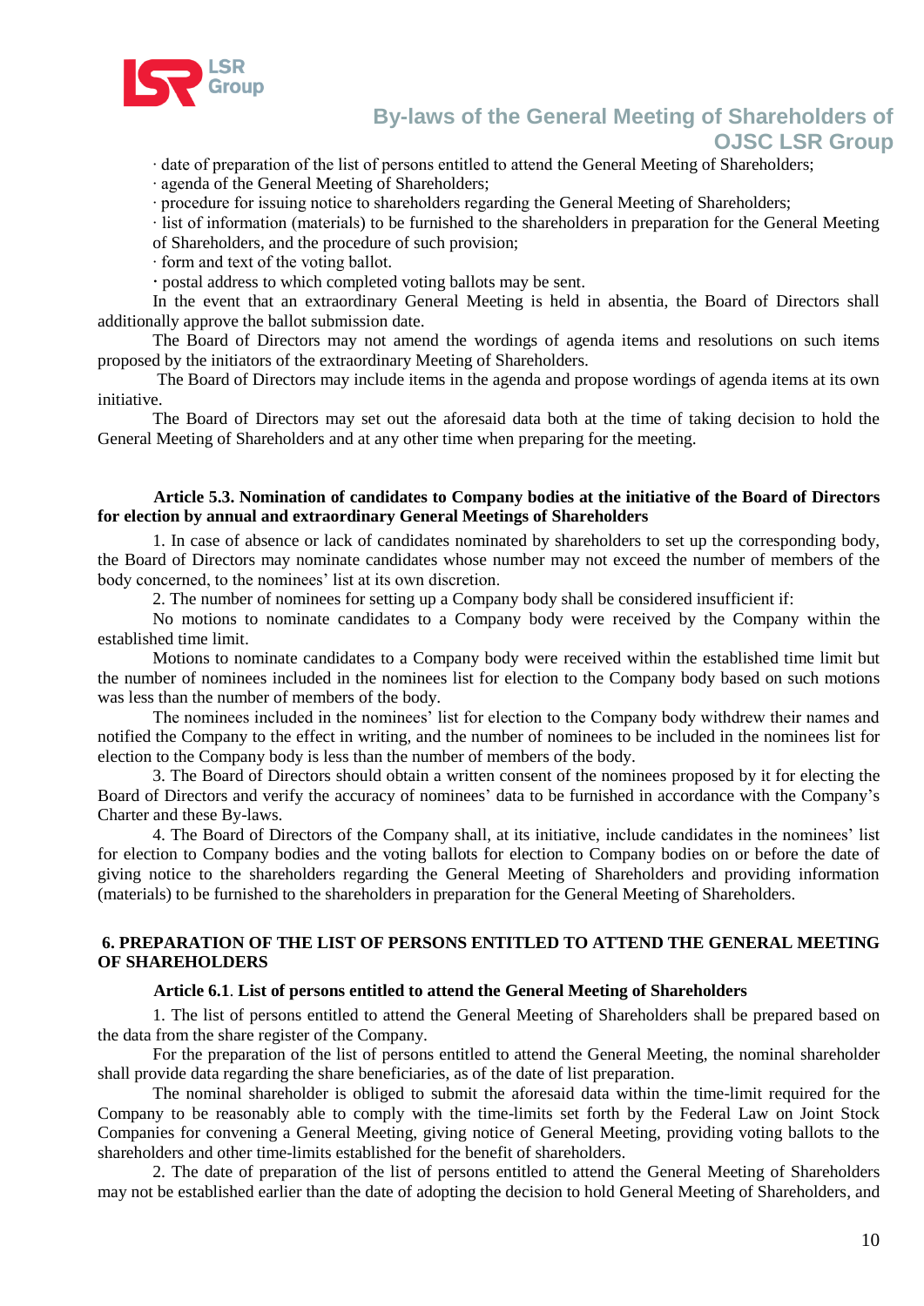· date of preparation of the list of persons entitled to attend the General Meeting of Shareholders;

· agenda of the General Meeting of Shareholders;

· procedure for issuing notice to shareholders regarding the General Meeting of Shareholders;

· list of information (materials) to be furnished to the shareholders in preparation for the General Meeting of Shareholders, and the procedure of such provision;

· form and text of the voting ballot.

· postal address to which completed voting ballots may be sent.

In the event that an extraordinary General Meeting is held in absentia, the Board of Directors shall additionally approve the ballot submission date.

The Board of Directors may not amend the wordings of agenda items and resolutions on such items proposed by the initiators of the extraordinary Meeting of Shareholders.

The Board of Directors may include items in the agenda and propose wordings of agenda items at its own initiative.

The Board of Directors may set out the aforesaid data both at the time of taking decision to hold the General Meeting of Shareholders and at any other time when preparing for the meeting.

### Article 5.3. Nomination of candidates to Company bodies at the initiative of the Board of Directors for election by annual and extraordinary General Meetings of Shareholders

1. In case of absence or lack of candidates nominated by shareholders to set up the corresponding body, the Board of Directors may nominate candidates whose number may not exceed the number of members of the body concerned, to the nominees' list at its own discretion.

2. The number of nominees for setting up a Company body shall be considered insufficient if:

No motions to nominate candidates to a Company body were received by the Company within the established time limit.

Motions to nominate candidates to a Company body were received within the established time limit but the number of nominees included in the nominees list for election to the Company body based on such motions was less than the number of members of the body.

The nominees included in the nominees' list for election to the Company body withdrew their names and notified the Company to the effect in writing, and the number of nominees to be included in the nominees list for election to the Company body is less than the number of members of the body.

3. The Board of Directors should obtain a written consent of the nominees proposed by it for electing the Board of Directors and verify the accuracy of nominees' data to be furnished in accordance with the Company's Charter and these By-laws.

4. The Board of Directors of the Company shall, at its initiative, include candidates in the nominees' list for election to Company bodies and the voting ballots for election to Company bodies on or before the date of giving notice to the shareholders regarding the General Meeting of Shareholders and providing information (materials) to be furnished to the shareholders in preparation for the General Meeting of Shareholders.

## 6. PREPARATION OF THE LIST OF PERSONS ENTITLED TO ATTEND THE GENERAL MEETING OF SHAREHOLDERS

### Article 6.1. List of persons entitled to attend the General Meeting of Shareholders

1. The list of persons entitled to attend the General Meeting of Shareholders shall be prepared based on the data from the share register of the Company.

For the preparation of the list of persons entitled to attend the General Meeting, the nominal shareholder shall provide data regarding the share beneficiaries, as of the date of list preparation.

The nominal shareholder is obliged to submit the aforesaid data within the time-limit required for the Company to be reasonably able to comply with the time-limits set forth by the Federal Law on Joint Stock Companies for convening a General Meeting, giving notice of General Meeting, providing voting ballots to the shareholders and other time-limits established for the benefit of shareholders.

2. The date of preparation of the list of persons entitled to attend the General Meeting of Shareholders may not be established earlier than the date of adopting the decision to hold General Meeting of Shareholders, and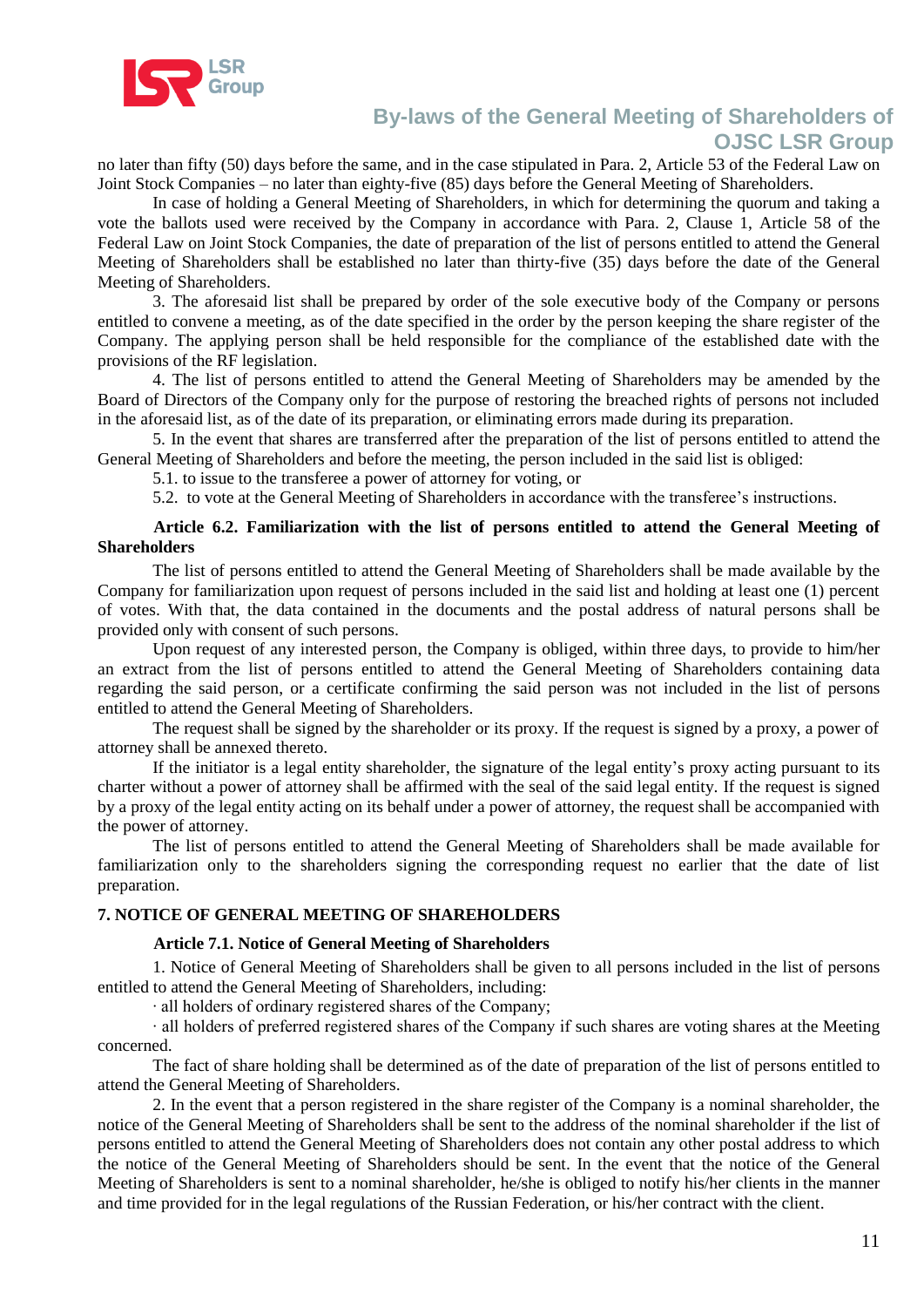no later than fifty (50) days before the same, and in the case stipulated in Para. 2, Article 53 of the Federal Law on Joint Stock Companies – no later than eighty-five (85) days before the General Meeting of Shareholders.

In case of holding a General Meeting of Shareholders, in which for determining the quorum and taking a vote the ballots used were received by the Company in accordance with Para. 2, Clause 1, Article 58 of the Federal Law on Joint Stock Companies, the date of preparation of the list of persons entitled to attend the General Meeting of Shareholders shall be established no later than thirty-five (35) days before the date of the General Meeting of Shareholders.

3. The aforesaid list shall be prepared by order of the sole executive body of the Company or persons entitled to convene a meeting, as of the date specified in the order by the person keeping the share register of the Company. The applying person shall be held responsible for the compliance of the established date with the provisions of the RF legislation.

4. The list of persons entitled to attend the General Meeting of Shareholders may be amended by the Board of Directors of the Company only for the purpose of restoring the breached rights of persons not included in the aforesaid list, as of the date of its preparation, or eliminating errors made during its preparation.

5. In the event that shares are transferred after the preparation of the list of persons entitled to attend the General Meeting of Shareholders and before the meeting, the person included in the said list is obliged:

5.1. to issue to the transferee a power of attorney for voting, or

5.2. to vote at the General Meeting of Shareholders in accordance with the transferee's instructions.

#### Article 6.2. Familiarization with the list of persons entitled to attend the General Meeting of Shareholders

The list of persons entitled to attend the General Meeting of Shareholders shall be made available by the Company for familiarization upon request of persons included in the said list and holding at least one (1) percent of votes. With that, the data contained in the documents and the postal address of natural persons shall be provided only with consent of such persons.

Upon request of any interested person, the Company is obliged, within three days, to provide to him/her an extract from the list of persons entitled to attend the General Meeting of Shareholders containing data regarding the said person, or a certificate confirming the said person was not included in the list of persons entitled to attend the General Meeting of Shareholders.

The request shall be signed by the shareholder or its proxy. If the request is signed by a proxy, a power of attorney shall be annexed thereto.

If the initiator is a legal entity shareholder, the signature of the legal entity's proxy acting pursuant to its charter without a power of attorney shall be affirmed with the seal of the said legal entity. If the request is signed by a proxy of the legal entity acting on its behalf under a power of attorney, the request shall be accompanied with the power of attorney.

The list of persons entitled to attend the General Meeting of Shareholders shall be made available for familiarization only to the shareholders signing the corresponding request no earlier that the date of list preparation.

## 7. NOTICE OF GENERAL MEETING OF SHAREHOLDERS

#### Article 7.1. Notice of General Meeting of Shareholders

1. Notice of General Meeting of Shareholders shall be given to all persons included in the list of persons entitled to attend the General Meeting of Shareholders, including:

· all holders of ordinary registered shares of the Company;

· all holders of preferred registered shares of the Company if such shares are voting shares at the Meeting concerned.

The fact of share holding shall be determined as of the date of preparation of the list of persons entitled to attend the General Meeting of Shareholders.

2. In the event that a person registered in the share register of the Company is a nominal shareholder, the notice of the General Meeting of Shareholders shall be sent to the address of the nominal shareholder if the list of persons entitled to attend the General Meeting of Shareholders does not contain any other postal address to which the notice of the General Meeting of Shareholders should be sent. In the event that the notice of the General Meeting of Shareholders is sent to a nominal shareholder, he/she is obliged to notify his/her clients in the manner and time provided for in the legal regulations of the Russian Federation, or his/her contract with the client.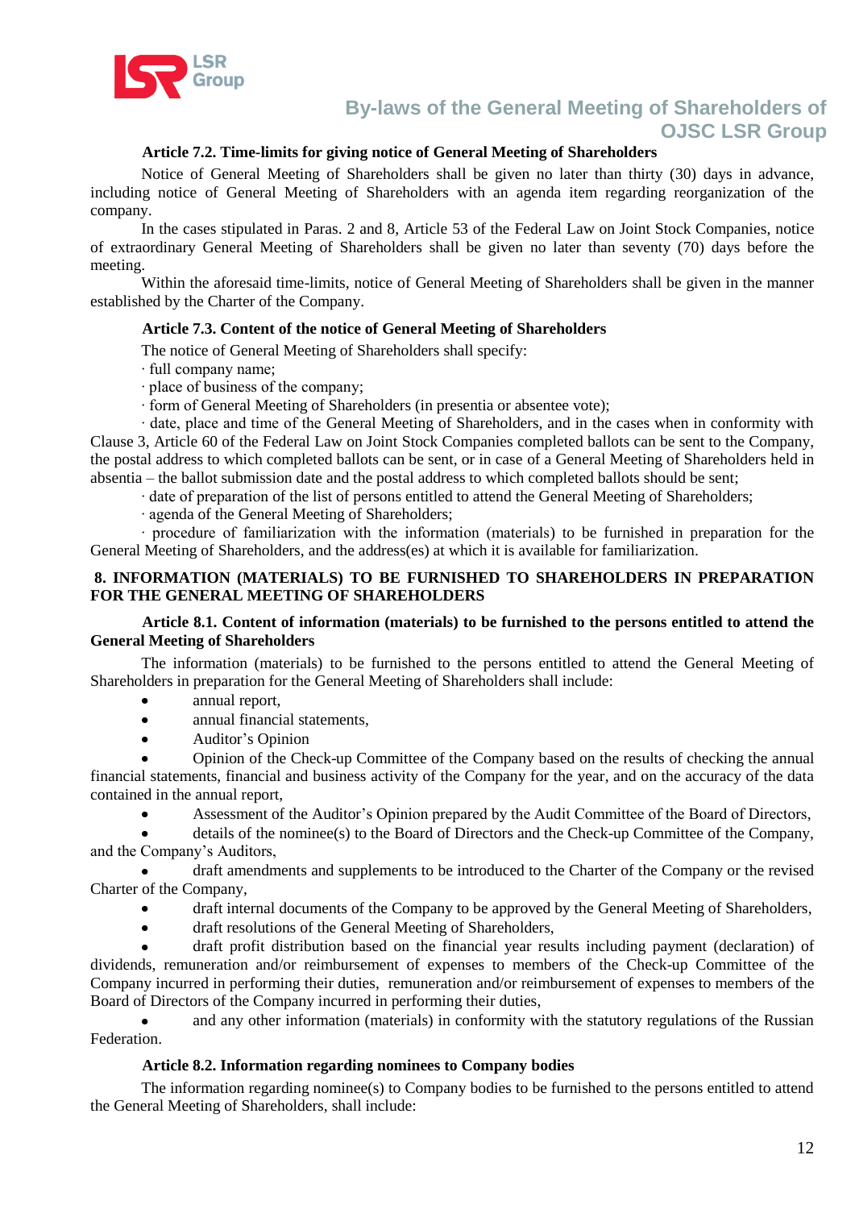#### Article 7.2. Time-limits for giving notice of General Meeting of Shareholders

Notice of General Meeting of Shareholders shall be given no later than thirty (30) days in advance, including notice of General Meeting of Shareholders with an agenda item regarding reorganization of the company.

In the cases stipulated in Paras. 2 and 8, Article 53 of the Federal Law on Joint Stock Companies, notice of extraordinary General Meeting of Shareholders shall be given no later than seventy (70) days before the meeting.

Within the aforesaid time-limits, notice of General Meeting of Shareholders shall be given in the manner established by the Charter of the Company.

#### Article 7.3. Content of the notice of General Meeting of Shareholders

The notice of General Meeting of Shareholders shall specify:

· full company name;

· place of business of the company;

· form of General Meeting of Shareholders (in presentia or absentee vote);

· date, place and time of the General Meeting of Shareholders, and in the cases when in conformity with Clause 3, Article 60 of the Federal Law on Joint Stock Companies completed ballots can be sent to the Company, the postal address to which completed ballots can be sent, or in case of a General Meeting of Shareholders held in absentia – the ballot submission date and the postal address to which completed ballots should be sent;

· date of preparation of the list of persons entitled to attend the General Meeting of Shareholders;

· agenda of the General Meeting of Shareholders;

· procedure of familiarization with the information (materials) to be furnished in preparation for the General Meeting of Shareholders, and the address(es) at which it is available for familiarization.

### 8. INFORMATION (MATERIALS) TO BE FURNISHED TO SHAREHOLDERS IN PREPARATION FOR THE GENERAL MEETING OF SHAREHOLDERS

#### Article 8.1. Content of information (materials) to be furnished to the persons entitled to attend the General Meeting of Shareholders

The information (materials) to be furnished to the persons entitled to attend the General Meeting of Shareholders in preparation for the General Meeting of Shareholders shall include:

- annual report,
- annual financial statements,
- Auditor's Opinion
- Opinion of the Check-up Committee of the Company based on the results of checking the annual financial statements, financial and business activity of the Company for the year, and on the accuracy of the data contained in the annual report,
- Assessment of the Auditor's Opinion prepared by the Audit Committee of the Board of Directors,
- details of the nominee(s) to the Board of Directors and the Check-up Committee of the Company, and the Company's Auditors,
- draft amendments and supplements to be introduced to the Charter of the Company or the revised Charter of the Company,
- draft internal documents of the Company to be approved by the General Meeting of Shareholders,
- draft resolutions of the General Meeting of Shareholders,
- draft profit distribution based on the financial year results including payment (declaration) of dividends, remuneration and/or reimbursement of expenses to members of the Check-up Committee of the Company incurred in performing their duties, remuneration and/or reimbursement of expenses to members of the Board of Directors of the Company incurred in performing their duties,
- and any other information (materials) in conformity with the statutory regulations of the Russian Federation.

#### Article 8.2. Information regarding nominees to Company bodies

The information regarding nominee(s) to Company bodies to be furnished to the persons entitled to attend the General Meeting of Shareholders, shall include: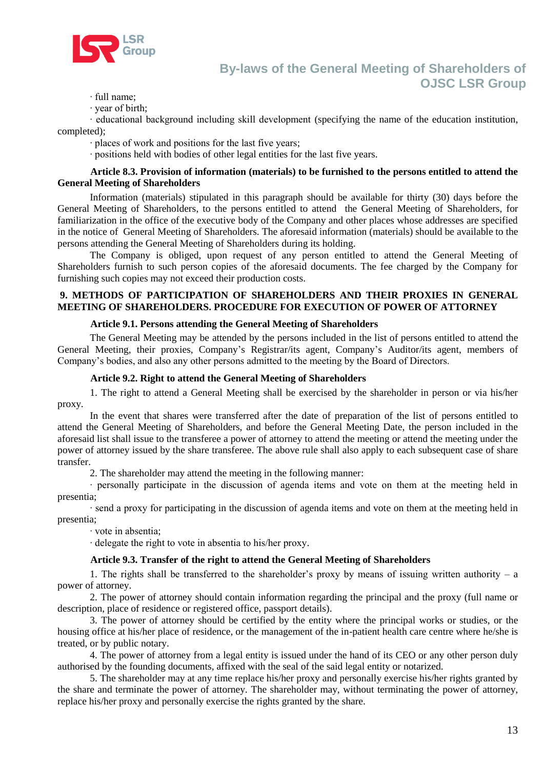· full name;

· year of birth;

· educational background including skill development (specifying the name of the education institution, completed);

· places of work and positions for the last five years;

· positions held with bodies of other legal entities for the last five years.

**Article 8.3. Provision of information (materials) to be furnished to the persons entitled to attend the General Meeting of Shareholders**

Information (materials) stipulated in this paragraph should be available for thirty (30) days before the General Meeting of Shareholders, to the persons entitled to attend the General Meeting of Shareholders, for familiarization in the office of the executive body of the Company and other places whose addresses are specified in the notice of General Meeting of Shareholders. The aforesaid information (materials) should be available to the persons attending the General Meeting of Shareholders during its holding.

The Company is obliged, upon request of any person entitled to attend the General Meeting of Shareholders furnish to such person copies of the aforesaid documents. The fee charged by the Company for furnishing such copies may not exceed their production costs.

## 9. METHODS OF PARTICIPATION OF SHAREHOLDERS AND THEIR PROXIES IN GENERAL MEETING OF SHAREHOLDERS. PROCEDURE FOR EXECUTION OF POWER OF ATTORNEY

**Article 9.1. Persons attending the General Meeting of Shareholders**

The General Meeting may be attended by the persons included in the list of persons entitled to attend the General Meeting, their proxies, Company's Registrar/its agent, Company's Auditor/its agent, members of Company's bodies, and also any other persons admitted to the meeting by the Board of Directors.

**Article 9.2. Right to attend the General Meeting of Shareholders**

1. The right to attend a General Meeting shall be exercised by the shareholder in person or via his/her proxy.

In the event that shares were transferred after the date of preparation of the list of persons entitled to attend the General Meeting of Shareholders, and before the General Meeting Date, the person included in the aforesaid list shall issue to the transferee a power of attorney to attend the meeting or attend the meeting under the power of attorney issued by the share transferee. The above rule shall also apply to each subsequent case of share transfer.

2. The shareholder may attend the meeting in the following manner:

· personally participate in the discussion of agenda items and vote on them at the meeting held in presentia;

· send a proxy for participating in the discussion of agenda items and vote on them at the meeting held in presentia;

· vote in absentia;

· delegate the right to vote in absentia to his/her proxy.

**Article 9.3. Transfer of the right to attend the General Meeting of Shareholders**

1. The rights shall be transferred to the shareholder's proxy by means of issuing written authority – a power of attorney.

2. The power of attorney should contain information regarding the principal and the proxy (full name or description, place of residence or registered office, passport details).

3. The power of attorney should be certified by the entity where the principal works or studies, or the housing office at his/her place of residence, or the management of the in-patient health care centre where he/she is treated, or by public notary.

4. The power of attorney from a legal entity is issued under the hand of its CEO or any other person duly authorised by the founding documents, affixed with the seal of the said legal entity or notarized.

5. The shareholder may at any time replace his/her proxy and personally exercise his/her rights granted by the share and terminate the power of attorney. The shareholder may, without terminating the power of attorney, replace his/her proxy and personally exercise the rights granted by the share.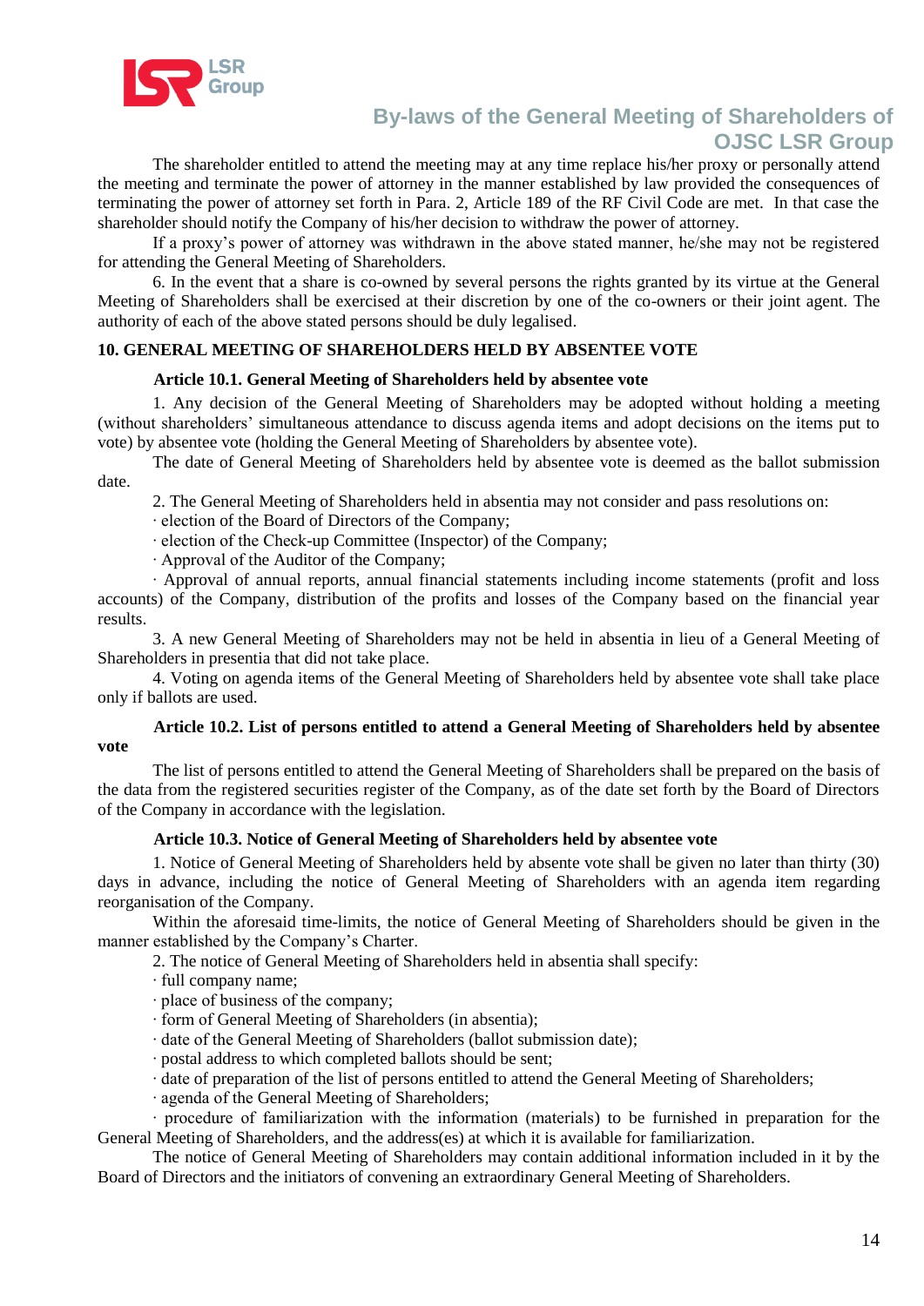The shareholder entitled to attend the meeting may at any time replace his/her proxy or personally attend the meeting and terminate the power of attorney in the manner established by law provided the consequences of terminating the power of attorney set forth in Para. 2, Article 189 of the RF Civil Code are met. In that case the shareholder should notify the Company of his/her decision to withdraw the power of attorney.

If a proxy's power of attorney was withdrawn in the above stated manner, he/she may not be registered for attending the General Meeting of Shareholders.

6. In the event that a share is co-owned by several persons the rights granted by its virtue at the General Meeting of Shareholders shall be exercised at their discretion by one of the co-owners or their joint agent. The authority of each of the above stated persons should be duly legalised.

## 10. GENERAL MEETING OF SHAREHOLDERS HELD BY ABSENTEE VOTE

### Article 10.1. General Meeting of Shareholders held by absentee vote

1. Any decision of the General Meeting of Shareholders may be adopted without holding a meeting (without shareholders' simultaneous attendance to discuss agenda items and adopt decisions on the items put to vote) by absentee vote (holding the General Meeting of Shareholders by absentee vote).

The date of General Meeting of Shareholders held by absentee vote is deemed as the ballot submission date.

2. The General Meeting of Shareholders held in absentia may not consider and pass resolutions on:

· election of the Board of Directors of the Company;

· election of the Check-up Committee (Inspector) of the Company;

· Approval of the Auditor of the Company;

· Approval of annual reports, annual financial statements including income statements (profit and loss accounts) of the Company, distribution of the profits and losses of the Company based on the financial year results.

3. A new General Meeting of Shareholders may not be held in absentia in lieu of a General Meeting of Shareholders in presentia that did not take place.

4. Voting on agenda items of the General Meeting of Shareholders held by absentee vote shall take place only if ballots are used.

### Article 10.2. List of persons entitled to attend a General Meeting of Shareholders held by absentee vote

The list of persons entitled to attend the General Meeting of Shareholders shall be prepared on the basis of the data from the registered securities register of the Company, as of the date set forth by the Board of Directors of the Company in accordance with the legislation.

### Article 10.3. Notice of General Meeting of Shareholders held by absentee vote

1. Notice of General Meeting of Shareholders held by absente vote shall be given no later than thirty (30) days in advance, including the notice of General Meeting of Shareholders with an agenda item regarding reorganisation of the Company.

Within the aforesaid time-limits, the notice of General Meeting of Shareholders should be given in the manner established by the Company's Charter.

2. The notice of General Meeting of Shareholders held in absentia shall specify:

· full company name;

· place of business of the company;

· form of General Meeting of Shareholders (in absentia);

· date of the General Meeting of Shareholders (ballot submission date);

· postal address to which completed ballots should be sent;

· date of preparation of the list of persons entitled to attend the General Meeting of Shareholders;

· agenda of the General Meeting of Shareholders;

· procedure of familiarization with the information (materials) to be furnished in preparation for the General Meeting of Shareholders, and the address(es) at which it is available for familiarization.

The notice of General Meeting of Shareholders may contain additional information included in it by the Board of Directors and the initiators of convening an extraordinary General Meeting of Shareholders.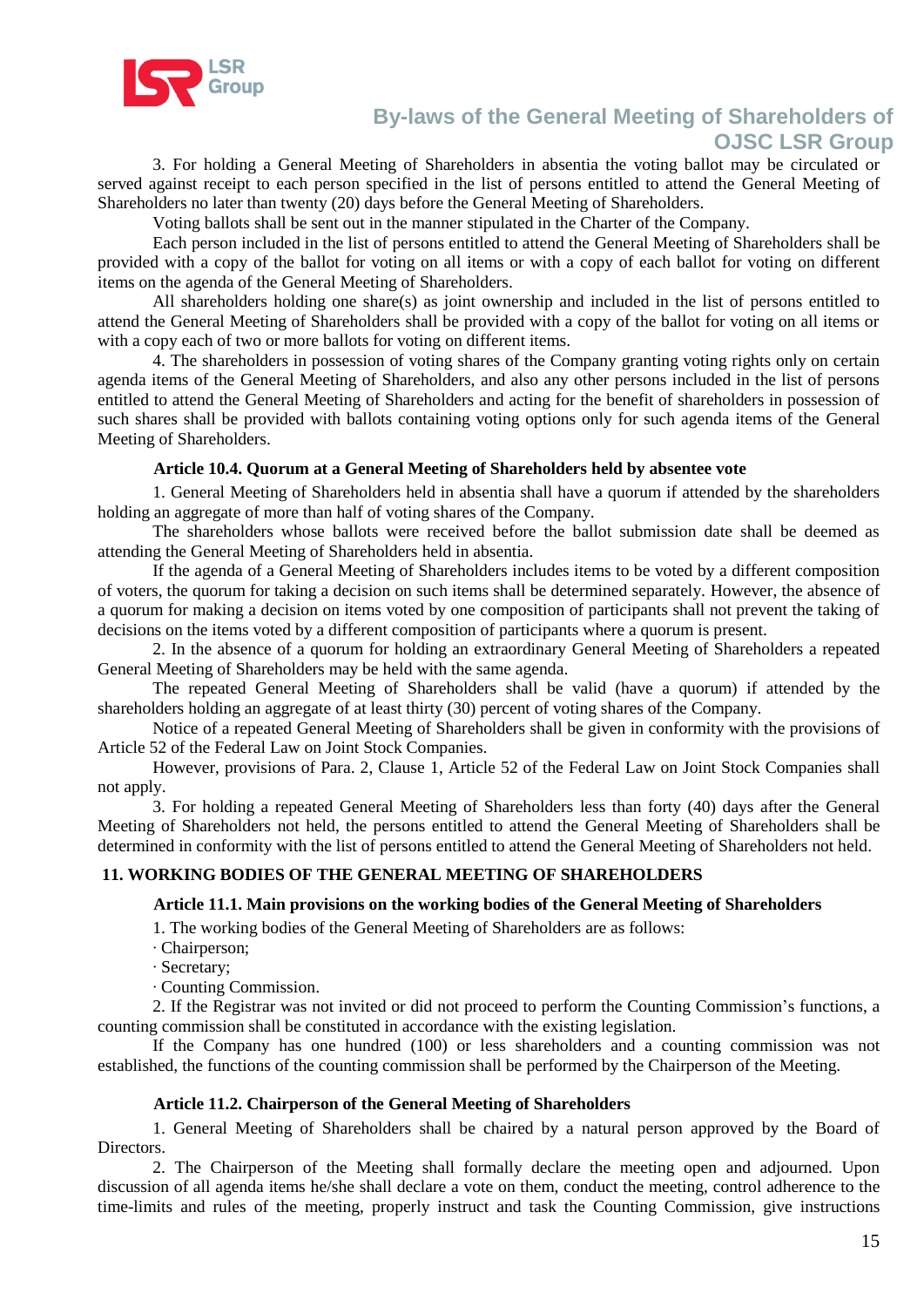3. For holding a General Meeting of Shareholders in absentia the voting ballot may be circulated or served against receipt to each person specified in the list of persons entitled to attend the General Meeting of Shareholders no later than twenty (20) days before the General Meeting of Shareholders.

Voting ballots shall be sent out in the manner stipulated in the Charter of the Company.

Each person included in the list of persons entitled to attend the General Meeting of Shareholders shall be provided with a copy of the ballot for voting on all items or with a copy of each ballot for voting on different items on the agenda of the General Meeting of Shareholders.

All shareholders holding one share(s) as joint ownership and included in the list of persons entitled to attend the General Meeting of Shareholders shall be provided with a copy of the ballot for voting on all items or with a copy each of two or more ballots for voting on different items.

4. The shareholders in possession of voting shares of the Company granting voting rights only on certain agenda items of the General Meeting of Shareholders, and also any other persons included in the list of persons entitled to attend the General Meeting of Shareholders and acting for the benefit of shareholders in possession of such shares shall be provided with ballots containing voting options only for such agenda items of the General Meeting of Shareholders.

### Article 10.4. Quorum at a General Meeting of Shareholders held by absentee vote

1. General Meeting of Shareholders held in absentia shall have a quorum if attended by the shareholders holding an aggregate of more than half of voting shares of the Company.

The shareholders whose ballots were received before the ballot submission date shall be deemed as attending the General Meeting of Shareholders held in absentia.

If the agenda of a General Meeting of Shareholders includes items to be voted by a different composition of voters, the quorum for taking a decision on such items shall be determined separately. However, the absence of a quorum for making a decision on items voted by one composition of participants shall not prevent the taking of decisions on the items voted by a different composition of participants where a quorum is present.

2. In the absence of a quorum for holding an extraordinary General Meeting of Shareholders a repeated General Meeting of Shareholders may be held with the same agenda.

The repeated General Meeting of Shareholders shall be valid (have a quorum) if attended by the shareholders holding an aggregate of at least thirty (30) percent of voting shares of the Company.

Notice of a repeated General Meeting of Shareholders shall be given in conformity with the provisions of Article 52 of the Federal Law on Joint Stock Companies.

However, provisions of Para. 2, Clause 1, Article 52 of the Federal Law on Joint Stock Companies shall not apply.

3. For holding a repeated General Meeting of Shareholders less than forty (40) days after the General Meeting of Shareholders not held, the persons entitled to attend the General Meeting of Shareholders shall be determined in conformity with the list of persons entitled to attend the General Meeting of Shareholders not held.

## 11. WORKING BODIES OF THE GENERAL MEETING OF SHAREHOLDERS

### Article 11.1. Main provisions on the working bodies of the General Meeting of Shareholders

1. The working bodies of the General Meeting of Shareholders are as follows:

· Chairperson;

· Secretary;

· Counting Commission.

2. If the Registrar was not invited or did not proceed to perform the Counting Commission's functions, a counting commission shall be constituted in accordance with the existing legislation.

If the Company has one hundred (100) or less shareholders and a counting commission was not established, the functions of the counting commission shall be performed by the Chairperson of the Meeting.

### Article 11.2. Chairperson of the General Meeting of Shareholders

1. General Meeting of Shareholders shall be chaired by a natural person approved by the Board of Directors.

2. The Chairperson of the Meeting shall formally declare the meeting open and adjourned. Upon discussion of all agenda items he/she shall declare a vote on them, conduct the meeting, control adherence to the time-limits and rules of the meeting, properly instruct and task the Counting Commission, give instructions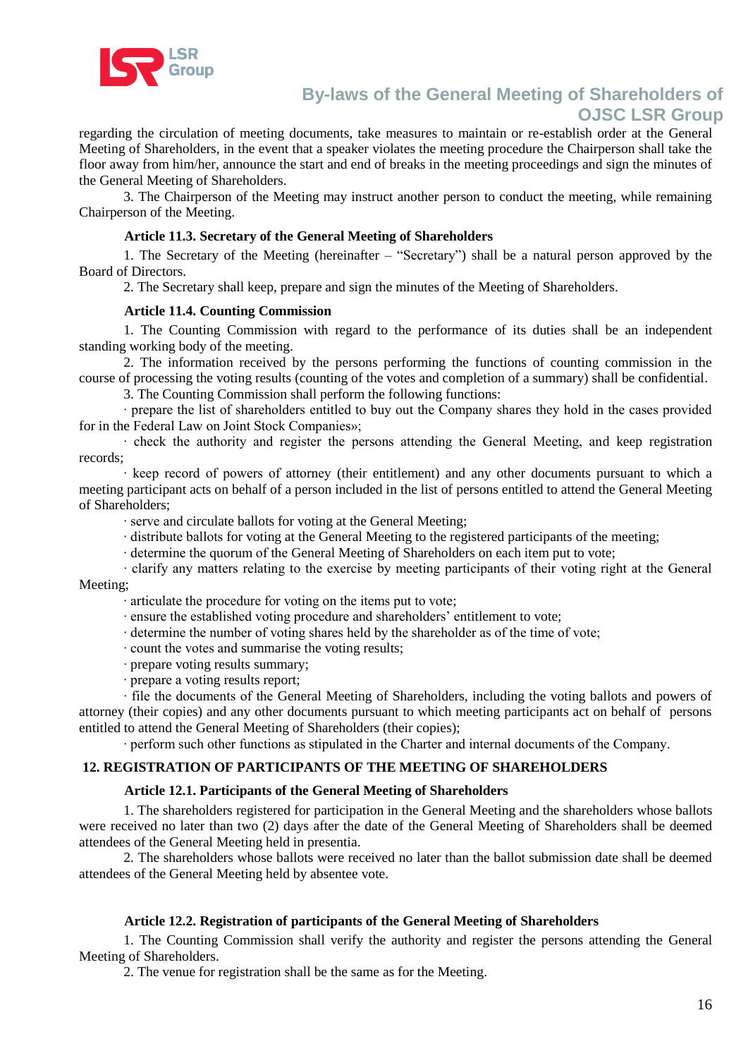regarding the circulation of meeting documents, take measures to maintain or re-establish order at the General Meeting of Shareholders, in the event that a speaker violates the meeting procedure the Chairperson shall take the floor away from him/her, announce the start and end of breaks in the meeting proceedings and sign the minutes of the General Meeting of Shareholders.

3. The Chairperson of the Meeting may instruct another person to conduct the meeting, while remaining Chairperson of the Meeting.

### Article 11.3. Secretary of the General Meeting of Shareholders

1. The Secretary of the Meeting (hereinafter – "Secretary") shall be a natural person approved by the Board of Directors.

2. The Secretary shall keep, prepare and sign the minutes of the Meeting of Shareholders.

### Article 11.4. Counting Commission

1. The Counting Commission with regard to the performance of its duties shall be an independent standing working body of the meeting.

2. The information received by the persons performing the functions of counting commission in the course of processing the voting results (counting of the votes and completion of a summary) shall be confidential.

3. The Counting Commission shall perform the following functions:

· prepare the list of shareholders entitled to buy out the Company shares they hold in the cases provided for in the Federal Law on Joint Stock Companies»;

· check the authority and register the persons attending the General Meeting, and keep registration records;

· keep record of powers of attorney (their entitlement) and any other documents pursuant to which a meeting participant acts on behalf of a person included in the list of persons entitled to attend the General Meeting of Shareholders;

· serve and circulate ballots for voting at the General Meeting;

· distribute ballots for voting at the General Meeting to the registered participants of the meeting;

· determine the quorum of the General Meeting of Shareholders on each item put to vote;

· clarify any matters relating to the exercise by meeting participants of their voting right at the General Meeting;

· articulate the procedure for voting on the items put to vote;

· ensure the established voting procedure and shareholders' entitlement to vote;

· determine the number of voting shares held by the shareholder as of the time of vote;

· count the votes and summarise the voting results;

· prepare voting results summary;

· prepare a voting results report;

· file the documents of the General Meeting of Shareholders, including the voting ballots and powers of attorney (their copies) and any other documents pursuant to which meeting participants act on behalf of persons entitled to attend the General Meeting of Shareholders (their copies);

· perform such other functions as stipulated in the Charter and internal documents of the Company.

## 12. REGISTRATION OF PARTICIPANTS OF THE MEETING OF SHAREHOLDERS

### Article 12.1. Participants of the General Meeting of Shareholders

1. The shareholders registered for participation in the General Meeting and the shareholders whose ballots were received no later than two (2) days after the date of the General Meeting of Shareholders shall be deemed attendees of the General Meeting held in presentia.

2. The shareholders whose ballots were received no later than the ballot submission date shall be deemed attendees of the General Meeting held by absentee vote.

### Article 12.2. Registration of participants of the General Meeting of Shareholders

1. The Counting Commission shall verify the authority and register the persons attending the General Meeting of Shareholders.

2. The venue for registration shall be the same as for the Meeting.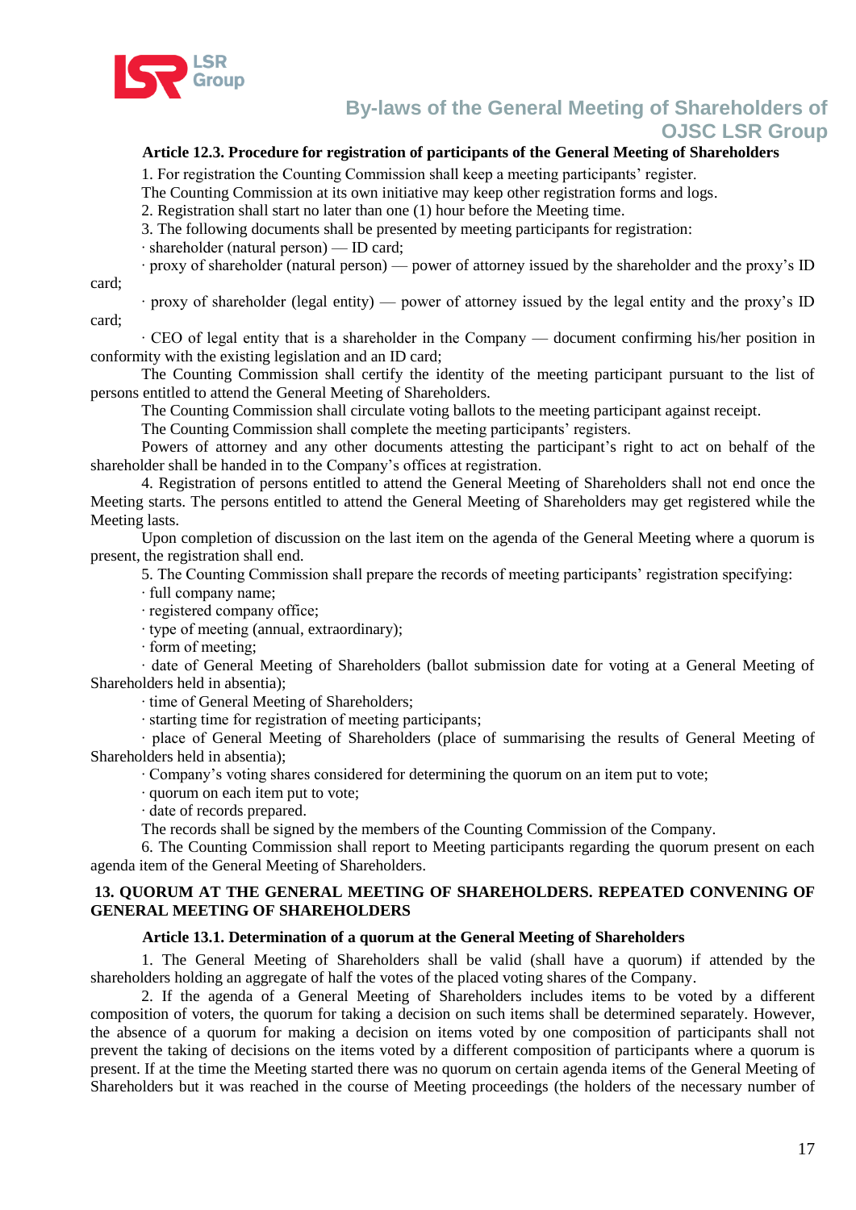### Article 12.3. Procedure for registration of participants of the General Meeting of Shareholders

1. For registration the Counting Commission shall keep a meeting participants' register.

The Counting Commission at its own initiative may keep other registration forms and logs.

2. Registration shall start no later than one (1) hour before the Meeting time.

3. The following documents shall be presented by meeting participants for registration:

· shareholder (natural person) — ID card;

· proxy of shareholder (natural person) — power of attorney issued by the shareholder and the proxy's ID card;

· proxy of shareholder (legal entity) — power of attorney issued by the legal entity and the proxy's ID card;

· CEO of legal entity that is a shareholder in the Company — document confirming his/her position in conformity with the existing legislation and an ID card;

The Counting Commission shall certify the identity of the meeting participant pursuant to the list of persons entitled to attend the General Meeting of Shareholders.

The Counting Commission shall circulate voting ballots to the meeting participant against receipt.

The Counting Commission shall complete the meeting participants' registers.

Powers of attorney and any other documents attesting the participant's right to act on behalf of the shareholder shall be handed in to the Company's offices at registration.

4. Registration of persons entitled to attend the General Meeting of Shareholders shall not end once the Meeting starts. The persons entitled to attend the General Meeting of Shareholders may get registered while the Meeting lasts.

Upon completion of discussion on the last item on the agenda of the General Meeting where a quorum is present, the registration shall end.

5. The Counting Commission shall prepare the records of meeting participants' registration specifying:

· full company name;

· registered company office;

· type of meeting (annual, extraordinary);

· form of meeting;

· date of General Meeting of Shareholders (ballot submission date for voting at a General Meeting of Shareholders held in absentia);

· time of General Meeting of Shareholders;

· starting time for registration of meeting participants;

· place of General Meeting of Shareholders (place of summarising the results of General Meeting of Shareholders held in absentia);

· Company's voting shares considered for determining the quorum on an item put to vote;

· quorum on each item put to vote;

· date of records prepared.

The records shall be signed by the members of the Counting Commission of the Company.

6. The Counting Commission shall report to Meeting participants regarding the quorum present on each agenda item of the General Meeting of Shareholders.

## 13. QUORUM AT THE GENERAL MEETING OF SHAREHOLDERS. REPEATED CONVENING OF GENERAL MEETING OF SHAREHOLDERS

### Article 13.1. Determination of a quorum at the General Meeting of Shareholders

1. The General Meeting of Shareholders shall be valid (shall have a quorum) if attended by the shareholders holding an aggregate of half the votes of the placed voting shares of the Company.

2. If the agenda of a General Meeting of Shareholders includes items to be voted by a different composition of voters, the quorum for taking a decision on such items shall be determined separately. However, the absence of a quorum for making a decision on items voted by one composition of participants shall not prevent the taking of decisions on the items voted by a different composition of participants where a quorum is present. If at the time the Meeting started there was no quorum on certain agenda items of the General Meeting of Shareholders but it was reached in the course of Meeting proceedings (the holders of the necessary number of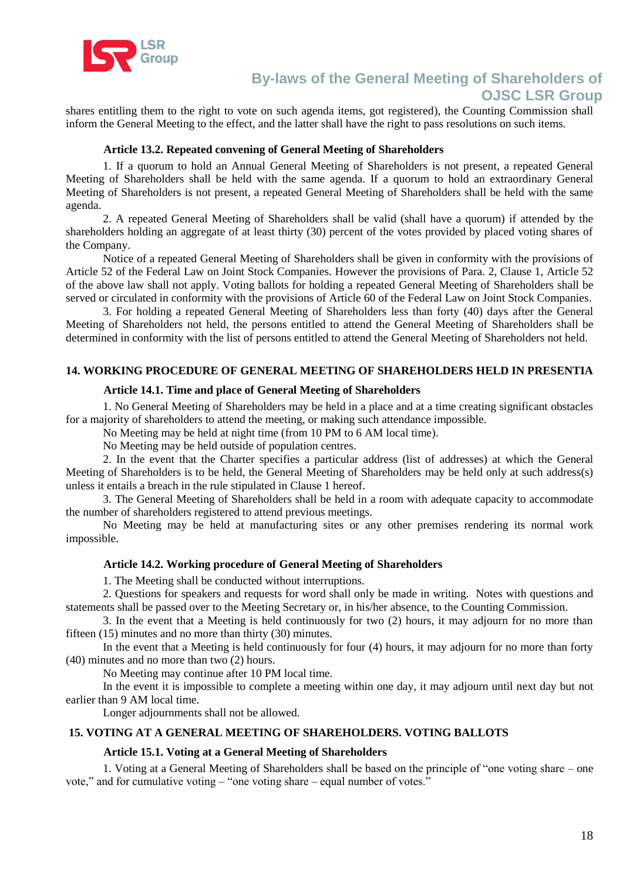shares entitling them to the right to vote on such agenda items, got registered), the Counting Commission shall inform the General Meeting to the effect, and the latter shall have the right to pass resolutions on such items.

### Article 13.2. Repeated convening of General Meeting of Shareholders

1. If a quorum to hold an Annual General Meeting of Shareholders is not present, a repeated General Meeting of Shareholders shall be held with the same agenda. If a quorum to hold an extraordinary General Meeting of Shareholders is not present, a repeated General Meeting of Shareholders shall be held with the same agenda.

2. A repeated General Meeting of Shareholders shall be valid (shall have a quorum) if attended by the shareholders holding an aggregate of at least thirty (30) percent of the votes provided by placed voting shares of the Company.

Notice of a repeated General Meeting of Shareholders shall be given in conformity with the provisions of Article 52 of the Federal Law on Joint Stock Companies. However the provisions of Para. 2, Clause 1, Article 52 of the above law shall not apply. Voting ballots for holding a repeated General Meeting of Shareholders shall be served or circulated in conformity with the provisions of Article 60 of the Federal Law on Joint Stock Companies.

3. For holding a repeated General Meeting of Shareholders less than forty (40) days after the General Meeting of Shareholders not held, the persons entitled to attend the General Meeting of Shareholders shall be determined in conformity with the list of persons entitled to attend the General Meeting of Shareholders not held.

## 14. WORKING PROCEDURE OF GENERAL MEETING OF SHAREHOLDERS HELD IN PRESENTIA

### Article 14.1. Time and place of General Meeting of Shareholders

1. No General Meeting of Shareholders may be held in a place and at a time creating significant obstacles for a majority of shareholders to attend the meeting, or making such attendance impossible.

No Meeting may be held at night time (from 10 PM to 6 AM local time).

No Meeting may be held outside of population centres.

2. In the event that the Charter specifies a particular address (list of addresses) at which the General Meeting of Shareholders is to be held, the General Meeting of Shareholders may be held only at such address(s) unless it entails a breach in the rule stipulated in Clause 1 hereof.

3. The General Meeting of Shareholders shall be held in a room with adequate capacity to accommodate the number of shareholders registered to attend previous meetings.

No Meeting may be held at manufacturing sites or any other premises rendering its normal work impossible.

### Article 14.2. Working procedure of General Meeting of Shareholders

1. The Meeting shall be conducted without interruptions.

2. Questions for speakers and requests for word shall only be made in writing. Notes with questions and statements shall be passed over to the Meeting Secretary or, in his/her absence, to the Counting Commission.

3. In the event that a Meeting is held continuously for two (2) hours, it may adjourn for no more than fifteen (15) minutes and no more than thirty (30) minutes.

In the event that a Meeting is held continuously for four (4) hours, it may adjourn for no more than forty (40) minutes and no more than two (2) hours.

No Meeting may continue after 10 PM local time.

In the event it is impossible to complete a meeting within one day, it may adjourn until next day but not earlier than 9 AM local time.

Longer adjournments shall not be allowed.

## 15. VOTING AT A GENERAL MEETING OF SHAREHOLDERS. VOTING BALLOTS

### Article 15.1. Voting at a General Meeting of Shareholders

1. Voting at a General Meeting of Shareholders shall be based on the principle of "one voting share – one vote," and for cumulative voting – "one voting share – equal number of votes."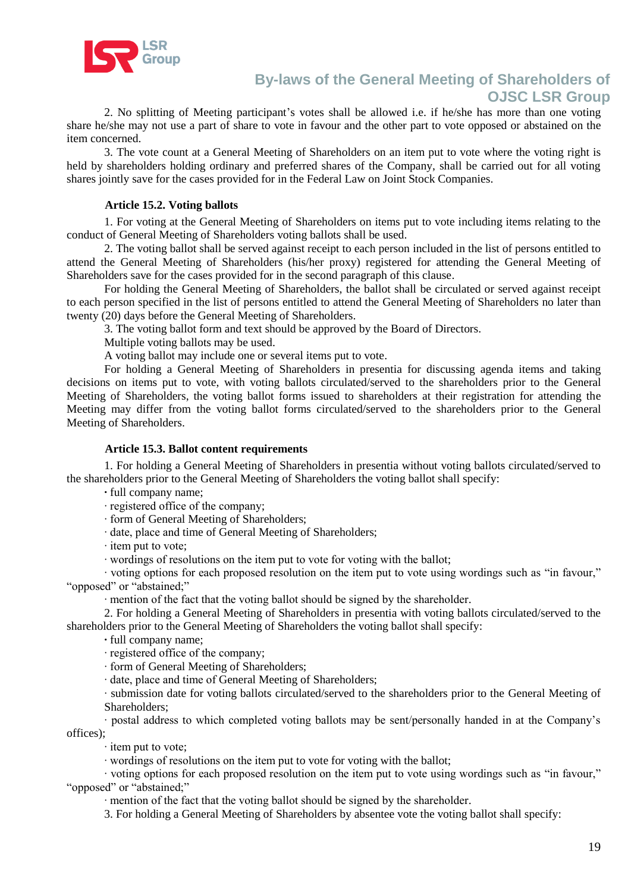2. No splitting of Meeting participant's votes shall be allowed i.e. if he/she has more than one voting share he/she may not use a part of share to vote in favour and the other part to vote opposed or abstained on the item concerned.

3. The vote count at a General Meeting of Shareholders on an item put to vote where the voting right is held by shareholders holding ordinary and preferred shares of the Company, shall be carried out for all voting shares jointly save for the cases provided for in the Federal Law on Joint Stock Companies.

#### Article 15.2. Voting ballots

1. For voting at the General Meeting of Shareholders on items put to vote including items relating to the conduct of General Meeting of Shareholders voting ballots shall be used.

2. The voting ballot shall be served against receipt to each person included in the list of persons entitled to attend the General Meeting of Shareholders (his/her proxy) registered for attending the General Meeting of Shareholders save for the cases provided for in the second paragraph of this clause.

For holding the General Meeting of Shareholders, the ballot shall be circulated or served against receipt to each person specified in the list of persons entitled to attend the General Meeting of Shareholders no later than twenty (20) days before the General Meeting of Shareholders.

3. The voting ballot form and text should be approved by the Board of Directors.

Multiple voting ballots may be used.

A voting ballot may include one or several items put to vote.

For holding a General Meeting of Shareholders in presentia for discussing agenda items and taking decisions on items put to vote, with voting ballots circulated/served to the shareholders prior to the General Meeting of Shareholders, the voting ballot forms issued to shareholders at their registration for attending the Meeting may differ from the voting ballot forms circulated/served to the shareholders prior to the General Meeting of Shareholders.

#### Article 15.3. Ballot content requirements

1. For holding a General Meeting of Shareholders in presentia without voting ballots circulated/served to the shareholders prior to the General Meeting of Shareholders the voting ballot shall specify:

- full company name;
- registered office of the company;
- form of General Meeting of Shareholders;
- date, place and time of General Meeting of Shareholders;
- item put to vote;
- wordings of resolutions on the item put to vote for voting with the ballot;
- voting options for each proposed resolution on the item put to vote using wordings such as "in favour," "opposed" or "abstained;"
- mention of the fact that the voting ballot should be signed by the shareholder.

2. For holding a General Meeting of Shareholders in presentia with voting ballots circulated/served to the shareholders prior to the General Meeting of Shareholders the voting ballot shall specify:

- full company name;
- registered office of the company;
- form of General Meeting of Shareholders;
- date, place and time of General Meeting of Shareholders;
- submission date for voting ballots circulated/served to the shareholders prior to the General Meeting of Shareholders;
- postal address to which completed voting ballots may be sent/personally handed in at the Company's offices);
- item put to vote;
- wordings of resolutions on the item put to vote for voting with the ballot;
- voting options for each proposed resolution on the item put to vote using wordings such as "in favour," "opposed" or "abstained;"
- mention of the fact that the voting ballot should be signed by the shareholder.

3. For holding a General Meeting of Shareholders by absentee vote the voting ballot shall specify: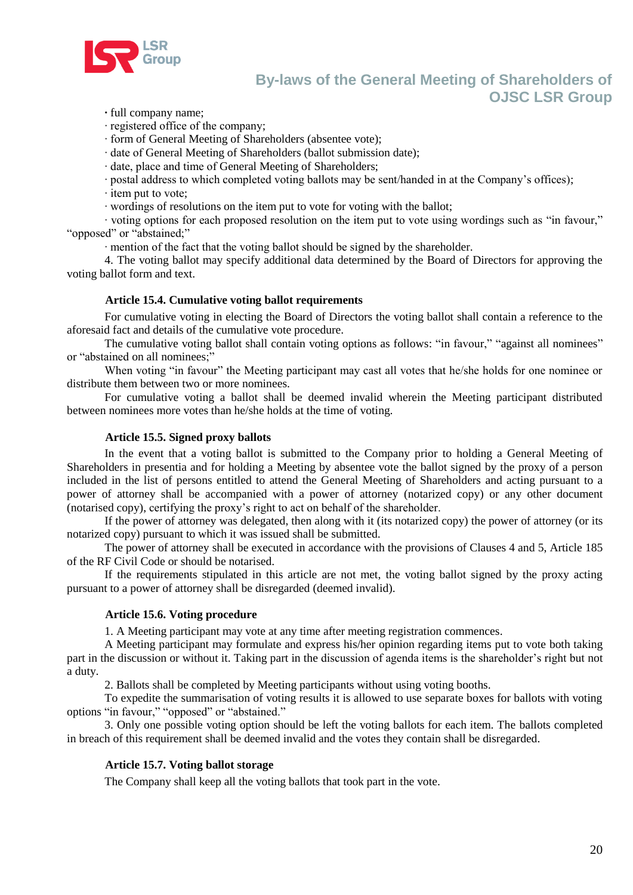· full company name;

· registered office of the company;

· form of General Meeting of Shareholders (absentee vote);

· date of General Meeting of Shareholders (ballot submission date);

· date, place and time of General Meeting of Shareholders;

· postal address to which completed voting ballots may be sent/handed in at the Company's offices);

· item put to vote;

· wordings of resolutions on the item put to vote for voting with the ballot;

· voting options for each proposed resolution on the item put to vote using wordings such as "in favour," "opposed" or "abstained;"

· mention of the fact that the voting ballot should be signed by the shareholder.

4. The voting ballot may specify additional data determined by the Board of Directors for approving the voting ballot form and text.

**Article 15.4. Cumulative voting ballot requirements**

For cumulative voting in electing the Board of Directors the voting ballot shall contain a reference to the aforesaid fact and details of the cumulative vote procedure.

The cumulative voting ballot shall contain voting options as follows: "in favour," "against all nominees" or "abstained on all nominees;"

When voting "in favour" the Meeting participant may cast all votes that he/she holds for one nominee or distribute them between two or more nominees.

For cumulative voting a ballot shall be deemed invalid wherein the Meeting participant distributed between nominees more votes than he/she holds at the time of voting.

**Article 15.5. Signed proxy ballots**

In the event that a voting ballot is submitted to the Company prior to holding a General Meeting of Shareholders in presentia and for holding a Meeting by absentee vote the ballot signed by the proxy of a person included in the list of persons entitled to attend the General Meeting of Shareholders and acting pursuant to a power of attorney shall be accompanied with a power of attorney (notarized copy) or any other document (notarised copy), certifying the proxy's right to act on behalf of the shareholder.

If the power of attorney was delegated, then along with it (its notarized copy) the power of attorney (or its notarized copy) pursuant to which it was issued shall be submitted.

The power of attorney shall be executed in accordance with the provisions of Clauses 4 and 5, Article 185 of the RF Civil Code or should be notarised.

If the requirements stipulated in this article are not met, the voting ballot signed by the proxy acting pursuant to a power of attorney shall be disregarded (deemed invalid).

**Article 15.6. Voting procedure**

1. A Meeting participant may vote at any time after meeting registration commences.

A Meeting participant may formulate and express his/her opinion regarding items put to vote both taking part in the discussion or without it. Taking part in the discussion of agenda items is the shareholder's right but not a duty.

2. Ballots shall be completed by Meeting participants without using voting booths.

To expedite the summarisation of voting results it is allowed to use separate boxes for ballots with voting options "in favour," "opposed" or "abstained."

3. Only one possible voting option should be left the voting ballots for each item. The ballots completed in breach of this requirement shall be deemed invalid and the votes they contain shall be disregarded.

**Article 15.7. Voting ballot storage**

The Company shall keep all the voting ballots that took part in the vote.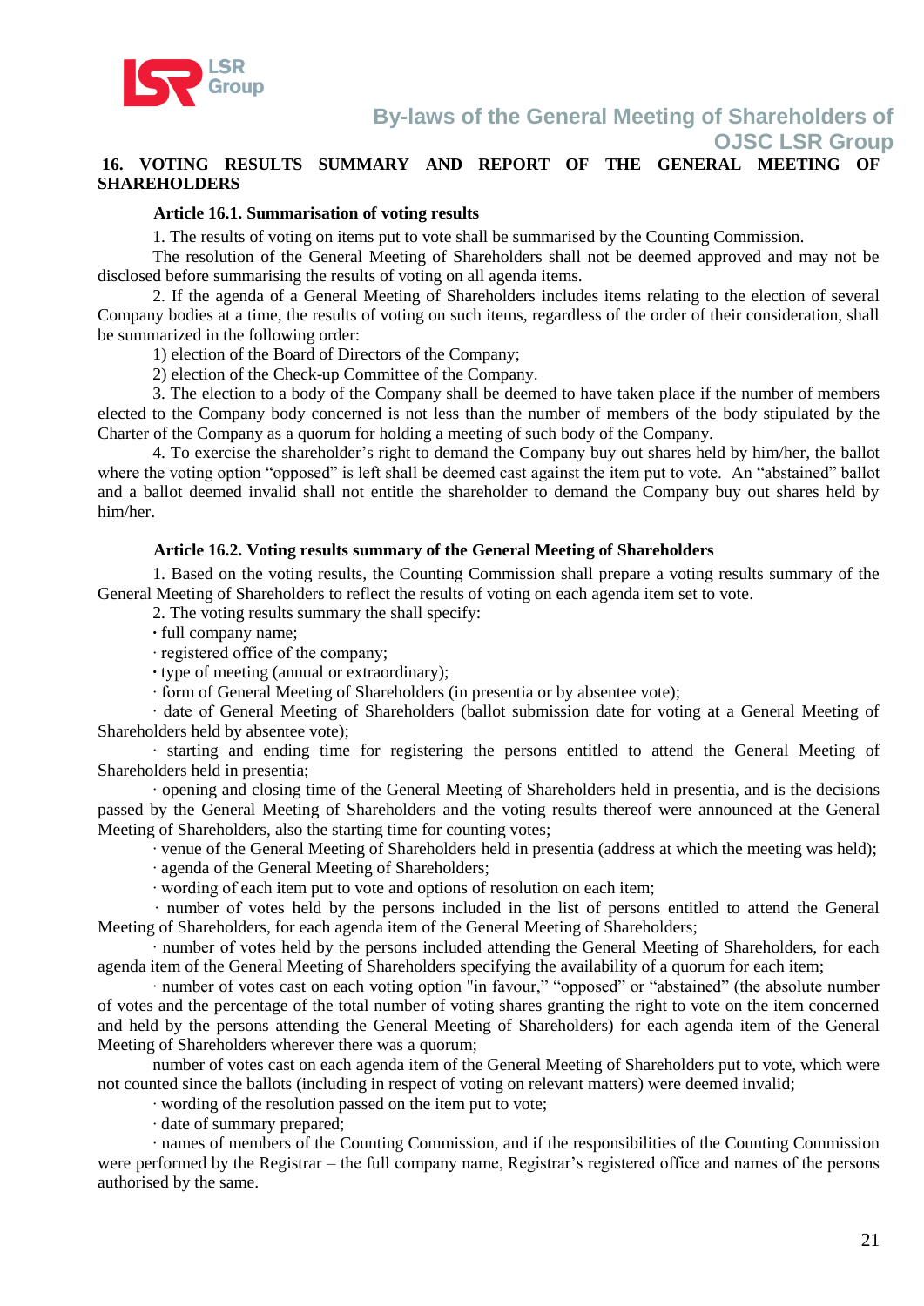## 16. VOTING RESULTS SUMMARY AND REPORT OF THE GENERAL MEETING OF SHAREHOLDERS

### Article 16.1. Summarisation of voting results

1. The results of voting on items put to vote shall be summarised by the Counting Commission.

The resolution of the General Meeting of Shareholders shall not be deemed approved and may not be disclosed before summarising the results of voting on all agenda items.

2. If the agenda of a General Meeting of Shareholders includes items relating to the election of several Company bodies at a time, the results of voting on such items, regardless of the order of their consideration, shall be summarized in the following order:

1) election of the Board of Directors of the Company;

2) election of the Check-up Committee of the Company.

3. The election to a body of the Company shall be deemed to have taken place if the number of members elected to the Company body concerned is not less than the number of members of the body stipulated by the Charter of the Company as a quorum for holding a meeting of such body of the Company.

4. To exercise the shareholder's right to demand the Company buy out shares held by him/her, the ballot where the voting option "opposed" is left shall be deemed cast against the item put to vote. An "abstained" ballot and a ballot deemed invalid shall not entitle the shareholder to demand the Company buy out shares held by him/her.

### Article 16.2. Voting results summary of the General Meeting of Shareholders

1. Based on the voting results, the Counting Commission shall prepare a voting results summary of the General Meeting of Shareholders to reflect the results of voting on each agenda item set to vote.

2. The voting results summary the shall specify:

- full company name;
- registered office of the company;
- type of meeting (annual or extraordinary);
- form of General Meeting of Shareholders (in presentia or by absentee vote);
- date of General Meeting of Shareholders (ballot submission date for voting at a General Meeting of Shareholders held by absentee vote);
- starting and ending time for registering the persons entitled to attend the General Meeting of Shareholders held in presentia;
- opening and closing time of the General Meeting of Shareholders held in presentia, and is the decisions passed by the General Meeting of Shareholders and the voting results thereof were announced at the General Meeting of Shareholders, also the starting time for counting votes;
- venue of the General Meeting of Shareholders held in presentia (address at which the meeting was held);
- agenda of the General Meeting of Shareholders;
- wording of each item put to vote and options of resolution on each item;
- number of votes held by the persons included in the list of persons entitled to attend the General Meeting of Shareholders, for each agenda item of the General Meeting of Shareholders;
- number of votes held by the persons included attending the General Meeting of Shareholders, for each agenda item of the General Meeting of Shareholders specifying the availability of a quorum for each item;
- number of votes cast on each voting option "in favour," "opposed" or "abstained" (the absolute number of votes and the percentage of the total number of voting shares granting the right to vote on the item concerned and held by the persons attending the General Meeting of Shareholders) for each agenda item of the General Meeting of Shareholders wherever there was a quorum;

number of votes cast on each agenda item of the General Meeting of Shareholders put to vote, which were not counted since the ballots (including in respect of voting on relevant matters) were deemed invalid;

- wording of the resolution passed on the item put to vote;
- date of summary prepared;
- names of members of the Counting Commission, and if the responsibilities of the Counting Commission were performed by the Registrar – the full company name, Registrar's registered office and names of the persons authorised by the same.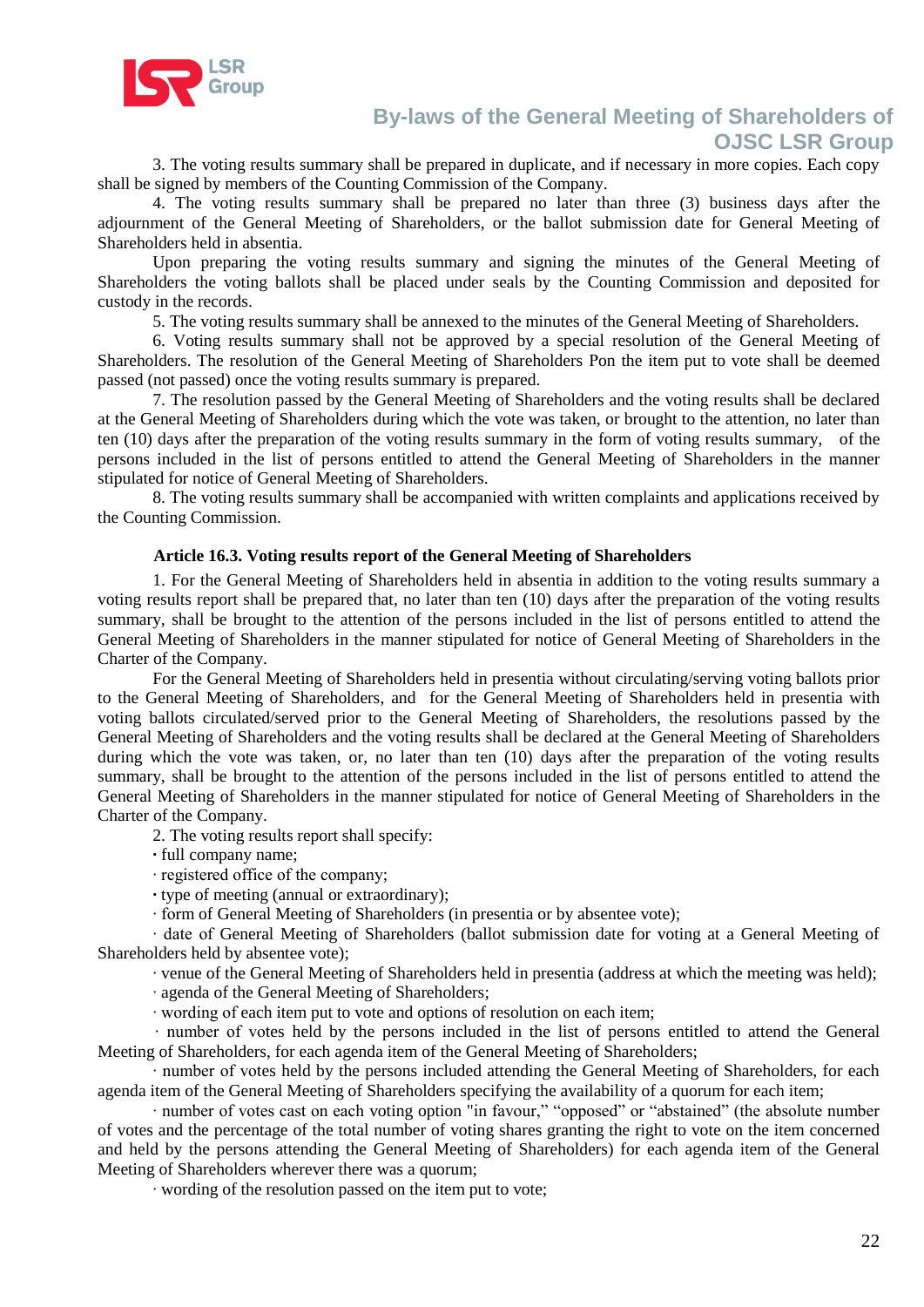3. The voting results summary shall be prepared in duplicate, and if necessary in more copies. Each copy shall be signed by members of the Counting Commission of the Company.

4. The voting results summary shall be prepared no later than three (3) business days after the adjournment of the General Meeting of Shareholders, or the ballot submission date for General Meeting of Shareholders held in absentia.

Upon preparing the voting results summary and signing the minutes of the General Meeting of Shareholders the voting ballots shall be placed under seals by the Counting Commission and deposited for custody in the records.

5. The voting results summary shall be annexed to the minutes of the General Meeting of Shareholders.

6. Voting results summary shall not be approved by a special resolution of the General Meeting of Shareholders. The resolution of the General Meeting of Shareholders Pon the item put to vote shall be deemed passed (not passed) once the voting results summary is prepared.

7. The resolution passed by the General Meeting of Shareholders and the voting results shall be declared at the General Meeting of Shareholders during which the vote was taken, or brought to the attention, no later than ten (10) days after the preparation of the voting results summary in the form of voting results summary, of the persons included in the list of persons entitled to attend the General Meeting of Shareholders in the manner stipulated for notice of General Meeting of Shareholders.

8. The voting results summary shall be accompanied with written complaints and applications received by the Counting Commission.

### Article 16.3. Voting results report of the General Meeting of Shareholders

1. For the General Meeting of Shareholders held in absentia in addition to the voting results summary a voting results report shall be prepared that, no later than ten (10) days after the preparation of the voting results summary, shall be brought to the attention of the persons included in the list of persons entitled to attend the General Meeting of Shareholders in the manner stipulated for notice of General Meeting of Shareholders in the Charter of the Company.

For the General Meeting of Shareholders held in presentia without circulating/serving voting ballots prior to the General Meeting of Shareholders, and for the General Meeting of Shareholders held in presentia with voting ballots circulated/served prior to the General Meeting of Shareholders, the resolutions passed by the General Meeting of Shareholders and the voting results shall be declared at the General Meeting of Shareholders during which the vote was taken, or, no later than ten (10) days after the preparation of the voting results summary, shall be brought to the attention of the persons included in the list of persons entitled to attend the General Meeting of Shareholders in the manner stipulated for notice of General Meeting of Shareholders in the Charter of the Company.

2. The voting results report shall specify:

- full company name;
- registered office of the company;
- type of meeting (annual or extraordinary);
- form of General Meeting of Shareholders (in presentia or by absentee vote);
- date of General Meeting of Shareholders (ballot submission date for voting at a General Meeting of Shareholders held by absentee vote);
- venue of the General Meeting of Shareholders held in presentia (address at which the meeting was held);
- agenda of the General Meeting of Shareholders;
- wording of each item put to vote and options of resolution on each item;
- number of votes held by the persons included in the list of persons entitled to attend the General Meeting of Shareholders, for each agenda item of the General Meeting of Shareholders;
- number of votes held by the persons included attending the General Meeting of Shareholders, for each agenda item of the General Meeting of Shareholders specifying the availability of a quorum for each item;
- number of votes cast on each voting option "in favour," "opposed" or "abstained" (the absolute number of votes and the percentage of the total number of voting shares granting the right to vote on the item concerned and held by the persons attending the General Meeting of Shareholders) for each agenda item of the General Meeting of Shareholders wherever there was a quorum;
- wording of the resolution passed on the item put to vote;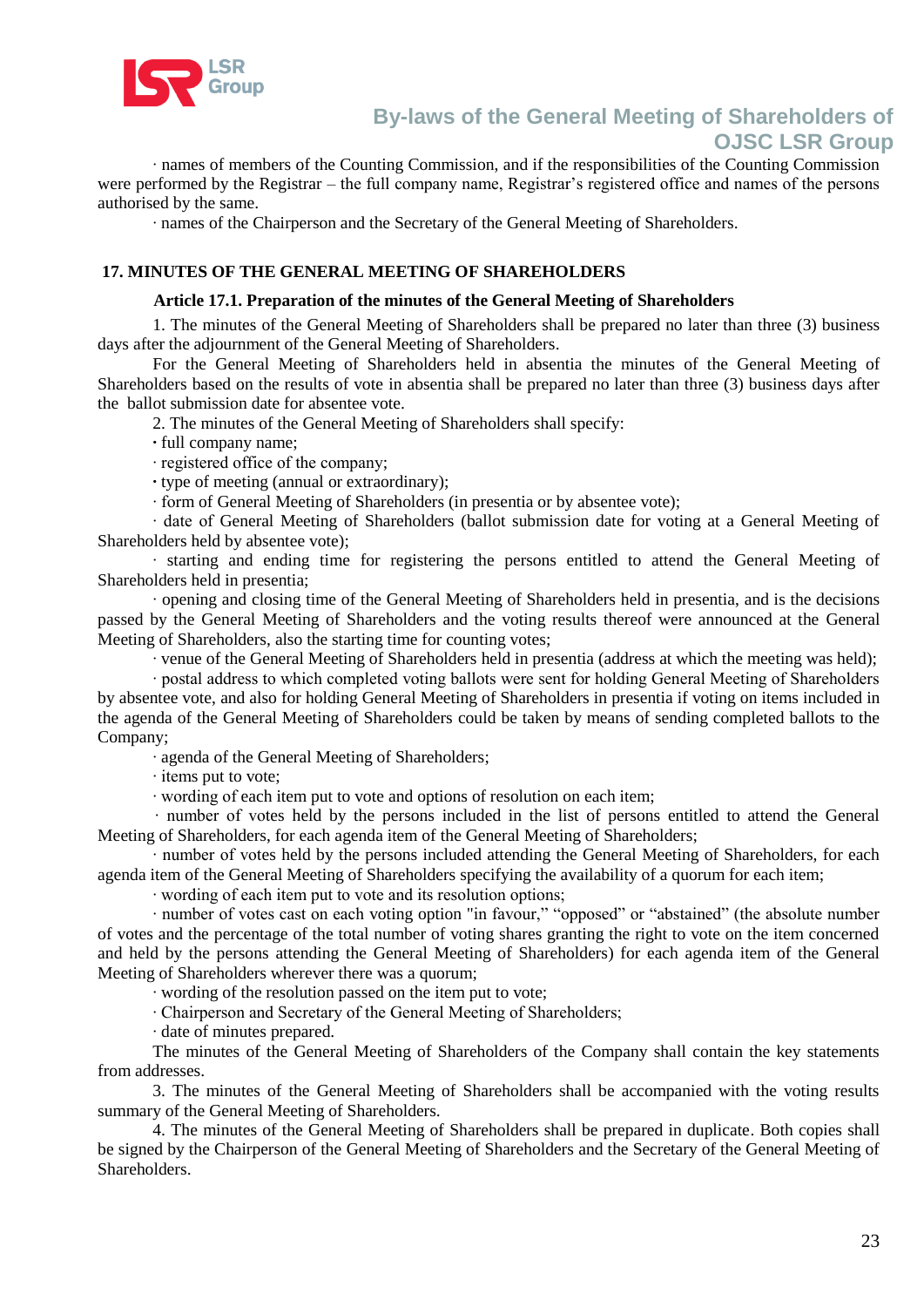· names of members of the Counting Commission, and if the responsibilities of the Counting Commission were performed by the Registrar – the full company name, Registrar's registered office and names of the persons authorised by the same.

· names of the Chairperson and the Secretary of the General Meeting of Shareholders.

## 17. MINUTES OF THE GENERAL MEETING OF SHAREHOLDERS

### Article 17.1. Preparation of the minutes of the General Meeting of Shareholders

1. The minutes of the General Meeting of Shareholders shall be prepared no later than three (3) business days after the adjournment of the General Meeting of Shareholders.

For the General Meeting of Shareholders held in absentia the minutes of the General Meeting of Shareholders based on the results of vote in absentia shall be prepared no later than three (3) business days after the ballot submission date for absentee vote.

2. The minutes of the General Meeting of Shareholders shall specify:

· full company name;

· registered office of the company;

· type of meeting (annual or extraordinary);

· form of General Meeting of Shareholders (in presentia or by absentee vote);

· date of General Meeting of Shareholders (ballot submission date for voting at a General Meeting of Shareholders held by absentee vote);

· starting and ending time for registering the persons entitled to attend the General Meeting of Shareholders held in presentia;

· opening and closing time of the General Meeting of Shareholders held in presentia, and is the decisions passed by the General Meeting of Shareholders and the voting results thereof were announced at the General Meeting of Shareholders, also the starting time for counting votes;

· venue of the General Meeting of Shareholders held in presentia (address at which the meeting was held);

· postal address to which completed voting ballots were sent for holding General Meeting of Shareholders by absentee vote, and also for holding General Meeting of Shareholders in presentia if voting on items included in the agenda of the General Meeting of Shareholders could be taken by means of sending completed ballots to the Company;

· agenda of the General Meeting of Shareholders;

· items put to vote;

· wording of each item put to vote and options of resolution on each item;

· number of votes held by the persons included in the list of persons entitled to attend the General Meeting of Shareholders, for each agenda item of the General Meeting of Shareholders;

· number of votes held by the persons included attending the General Meeting of Shareholders, for each agenda item of the General Meeting of Shareholders specifying the availability of a quorum for each item;

· wording of each item put to vote and its resolution options;

· number of votes cast on each voting option "in favour," "opposed" or "abstained" (the absolute number of votes and the percentage of the total number of voting shares granting the right to vote on the item concerned and held by the persons attending the General Meeting of Shareholders) for each agenda item of the General Meeting of Shareholders wherever there was a quorum;

· wording of the resolution passed on the item put to vote;

· Chairperson and Secretary of the General Meeting of Shareholders;

· date of minutes prepared.

The minutes of the General Meeting of Shareholders of the Company shall contain the key statements from addresses.

3. The minutes of the General Meeting of Shareholders shall be accompanied with the voting results summary of the General Meeting of Shareholders.

4. The minutes of the General Meeting of Shareholders shall be prepared in duplicate. Both copies shall be signed by the Chairperson of the General Meeting of Shareholders and the Secretary of the General Meeting of Shareholders.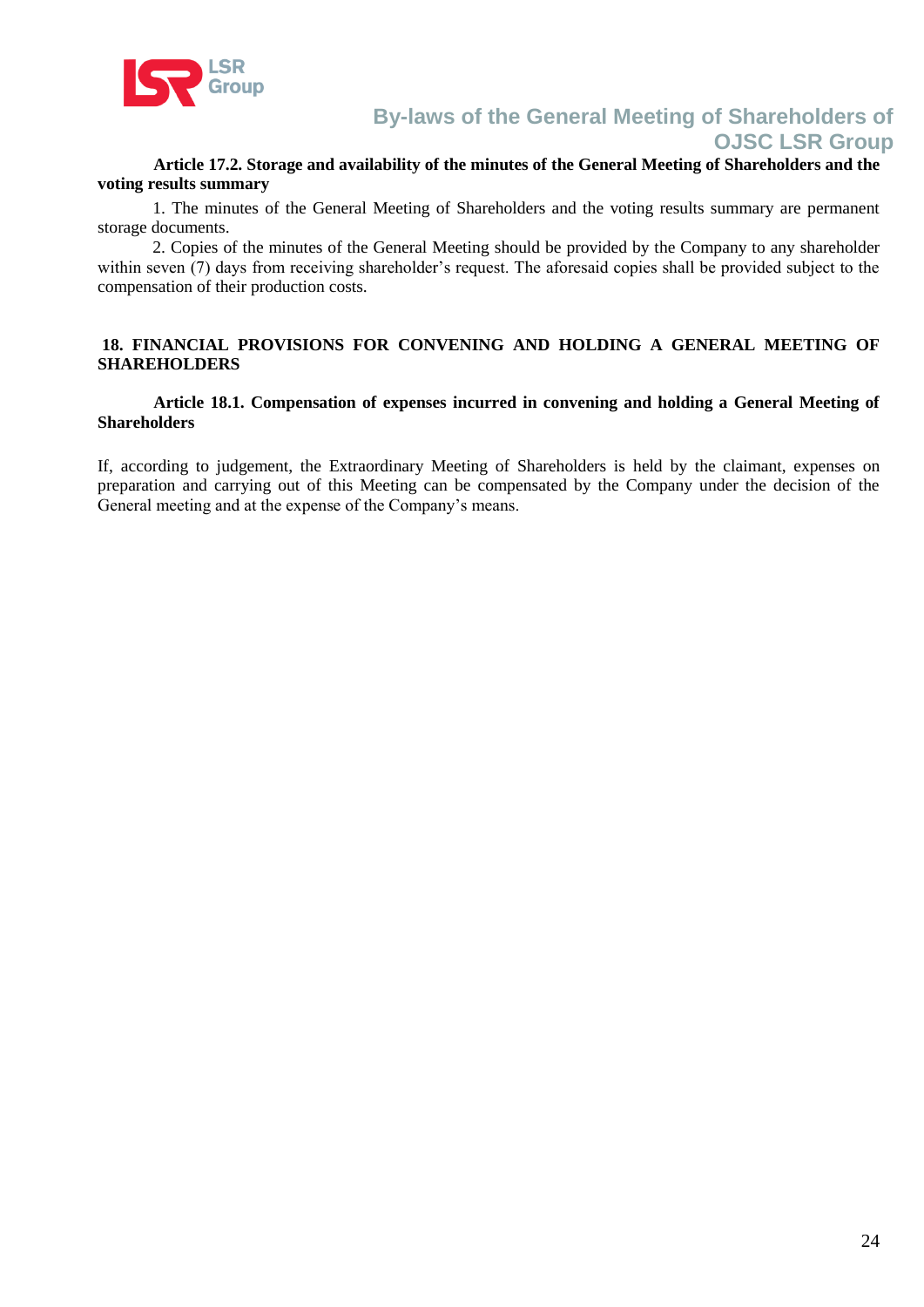**Article 17.2. Storage and availability of the minutes of the General Meeting of Shareholders and the voting results summary**

1. The minutes of the General Meeting of Shareholders and the voting results summary are permanent storage documents.

2. Copies of the minutes of the General Meeting should be provided by the Company to any shareholder within seven (7) days from receiving shareholder's request. The aforesaid copies shall be provided subject to the compensation of their production costs.

## 18. FINANCIAL PROVISIONS FOR CONVENING AND HOLDING A GENERAL MEETING OF SHAREHOLDERS

**Article 18.1. Compensation of expenses incurred in convening and holding a General Meeting of Shareholders**

If, according to judgement, the Extraordinary Meeting of Shareholders is held by the claimant, expenses on preparation and carrying out of this Meeting can be compensated by the Company under the decision of the General meeting and at the expense of the Company's means.